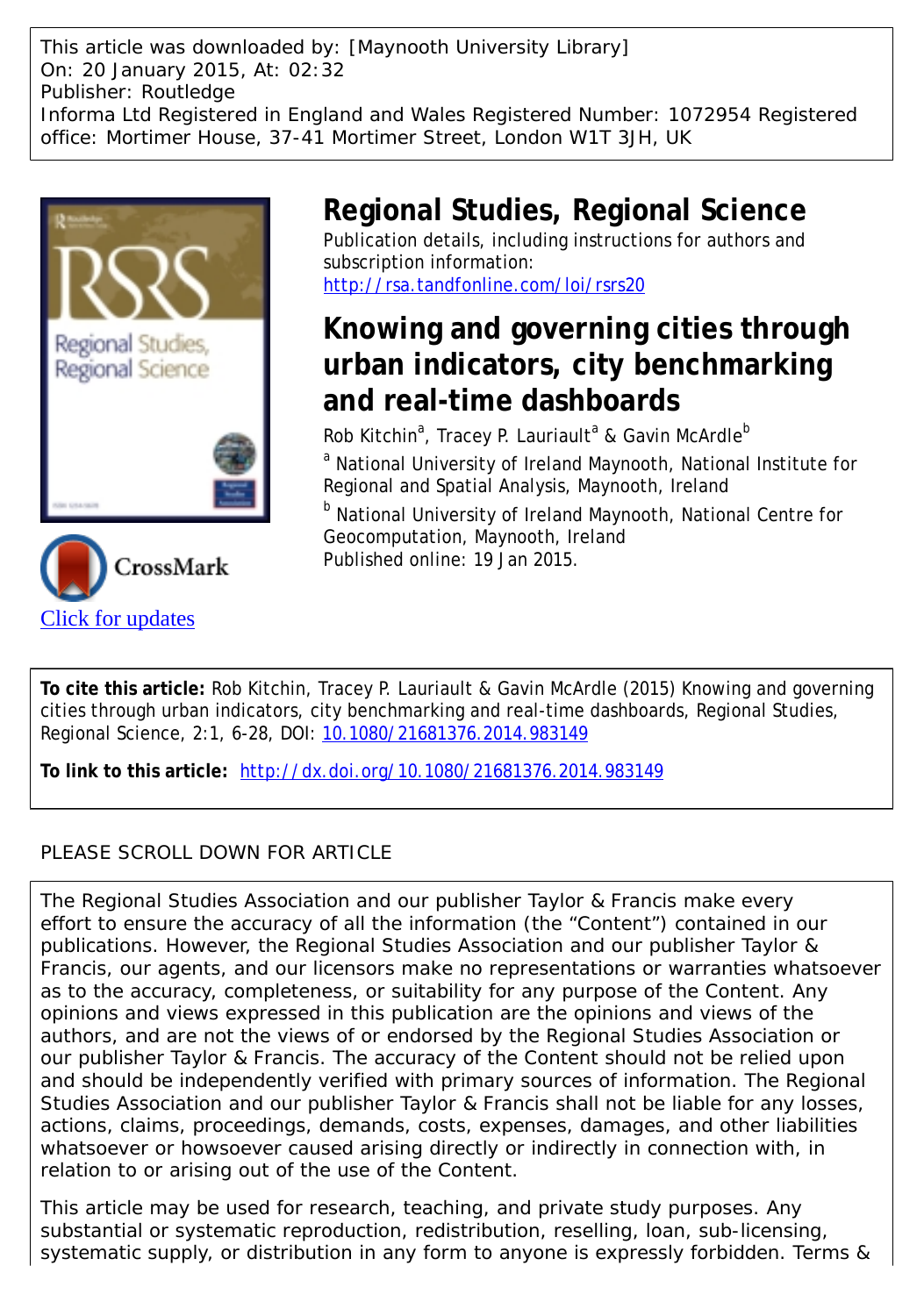This article was downloaded by: [Maynooth University Library]
On: 20 January 2015, At: 02:32
Publisher: Routledge
Informa Ltd Registered in England and Wales Registered Number: 1072954 Registered office: Mortimer House, 37-41 Mortimer Street, London W1T 3JH, UK

# Regional Studies, Regional Science

Publication details, including instructions for authors and subscription information:
http://rsa.tandfonline.com/loi/rsrs20

## Knowing and governing cities through urban indicators, city benchmarking and real-time dashboards

Rob Kitchin[a], Tracey P. Lauriault[a] & Gavin McArdle[b]

[a] National University of Ireland Maynooth, National Institute for Regional and Spatial Analysis, Maynooth, Ireland

[b] National University of Ireland Maynooth, National Centre for Geocomputation, Maynooth, Ireland

Published online: 19 Jan 2015.

Click for updates

**To cite this article:** Rob Kitchin, Tracey P. Lauriault & Gavin McArdle (2015) Knowing and governing cities through urban indicators, city benchmarking and real-time dashboards, Regional Studies, Regional Science, 2:1, 6-28, DOI: 10.1080/21681376.2014.983149

**To link to this article:** http://dx.doi.org/10.1080/21681376.2014.983149

PLEASE SCROLL DOWN FOR ARTICLE

The Regional Studies Association and our publisher Taylor & Francis make every effort to ensure the accuracy of all the information (the "Content") contained in our publications. However, the Regional Studies Association and our publisher Taylor & Francis, our agents, and our licensors make no representations or warranties whatsoever as to the accuracy, completeness, or suitability for any purpose of the Content. Any opinions and views expressed in this publication are the opinions and views of the authors, and are not the views of or endorsed by the Regional Studies Association or our publisher Taylor & Francis. The accuracy of the Content should not be relied upon and should be independently verified with primary sources of information. The Regional Studies Association and our publisher Taylor & Francis shall not be liable for any losses, actions, claims, proceedings, demands, costs, expenses, damages, and other liabilities whatsoever or howsoever caused arising directly or indirectly in connection with, in relation to or arising out of the use of the Content.

This article may be used for research, teaching, and private study purposes. Any substantial or systematic reproduction, redistribution, reselling, loan, sub-licensing, systematic supply, or distribution in any form to anyone is expressly forbidden. Terms &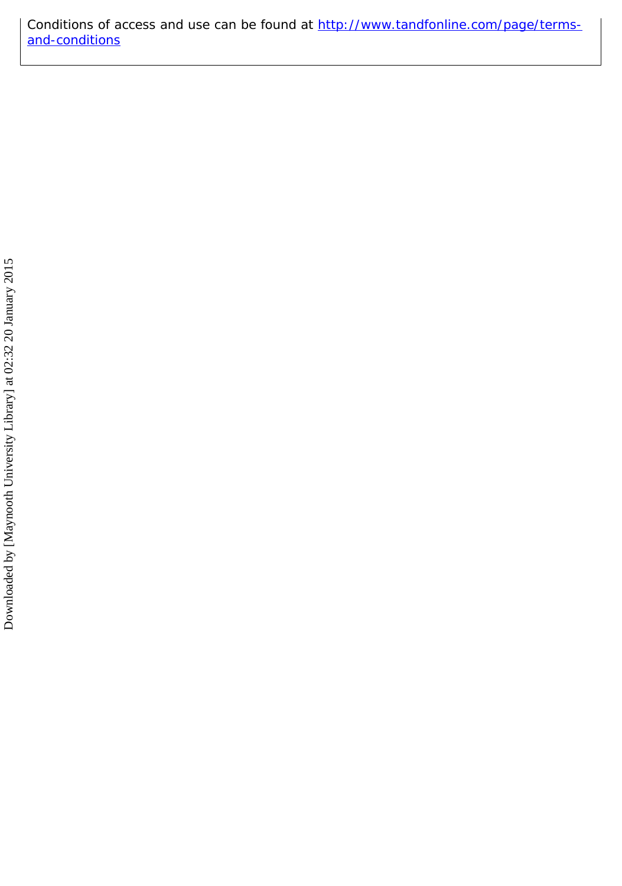Conditions of access and use can be found at [http://www.tandfonline.com/page/terms-and-conditions](http://www.tandfonline.com/page/terms-and-conditions)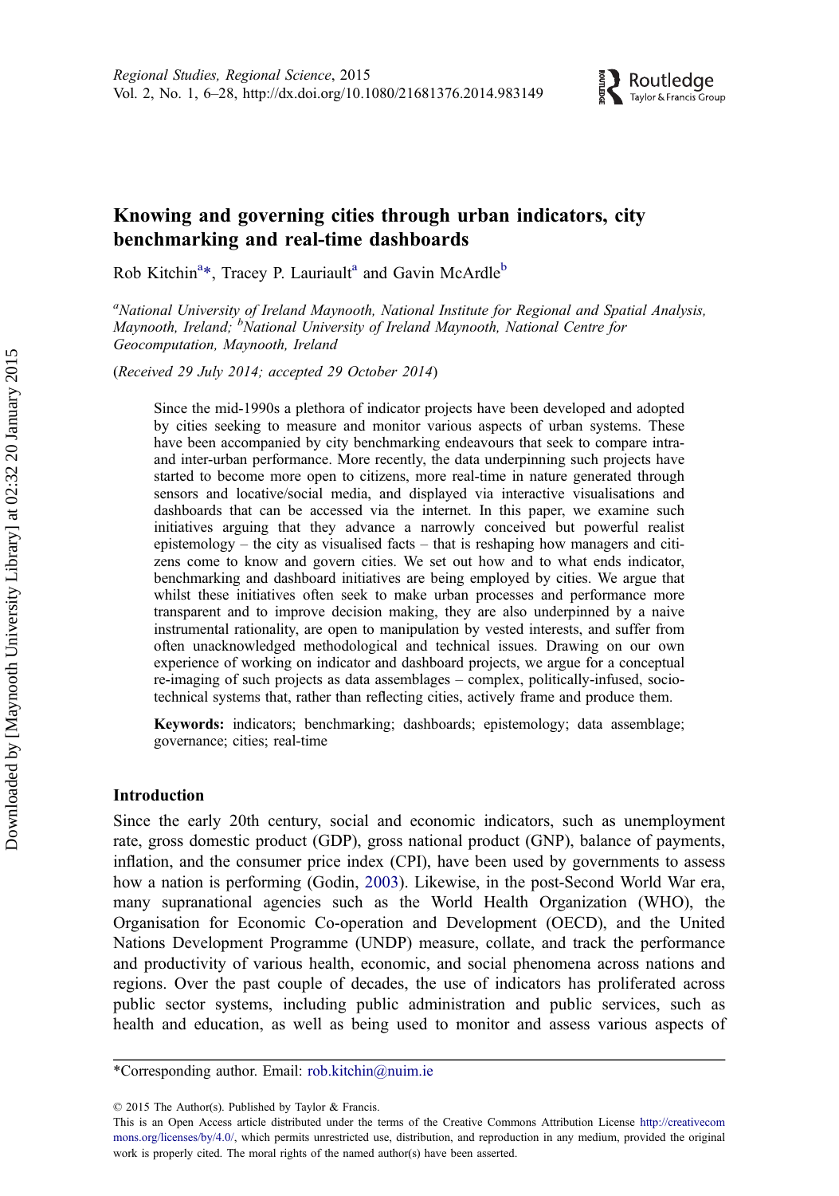# Knowing and governing cities through urban indicators, city benchmarking and real-time dashboards

Rob Kitchin[a]*, Tracey P. Lauriault[a] and Gavin McArdle[b]

[a]*National University of Ireland Maynooth, National Institute for Regional and Spatial Analysis, Maynooth, Ireland;* [b]*National University of Ireland Maynooth, National Centre for Geocomputation, Maynooth, Ireland*

(*Received 29 July 2014; accepted 29 October 2014*)

Since the mid-1990s a plethora of indicator projects have been developed and adopted by cities seeking to measure and monitor various aspects of urban systems. These have been accompanied by city benchmarking endeavours that seek to compare intra- and inter-urban performance. More recently, the data underpinning such projects have started to become more open to citizens, more real-time in nature generated through sensors and locative/social media, and displayed via interactive visualisations and dashboards that can be accessed via the internet. In this paper, we examine such initiatives arguing that they advance a narrowly conceived but powerful realist epistemology – the city as visualised facts – that is reshaping how managers and citizens come to know and govern cities. We set out how and to what ends indicator, benchmarking and dashboard initiatives are being employed by cities. We argue that whilst these initiatives often seek to make urban processes and performance more transparent and to improve decision making, they are also underpinned by a naive instrumental rationality, are open to manipulation by vested interests, and suffer from often unacknowledged methodological and technical issues. Drawing on our own experience of working on indicator and dashboard projects, we argue for a conceptual re-imaging of such projects as data assemblages – complex, politically-infused, socio-technical systems that, rather than reflecting cities, actively frame and produce them.

**Keywords:** indicators; benchmarking; dashboards; epistemology; data assemblage; governance; cities; real-time

## Introduction

Since the early 20th century, social and economic indicators, such as unemployment rate, gross domestic product (GDP), gross national product (GNP), balance of payments, inflation, and the consumer price index (CPI), have been used by governments to assess how a nation is performing (Godin, 2003). Likewise, in the post-Second World War era, many supranational agencies such as the World Health Organization (WHO), the Organisation for Economic Co-operation and Development (OECD), and the United Nations Development Programme (UNDP) measure, collate, and track the performance and productivity of various health, economic, and social phenomena across nations and regions. Over the past couple of decades, the use of indicators has proliferated across public sector systems, including public administration and public services, such as health and education, as well as being used to monitor and assess various aspects of

*Corresponding author. Email: rob.kitchin@nuim.ie

© 2015 The Author(s). Published by Taylor & Francis.
This is an Open Access article distributed under the terms of the Creative Commons Attribution License http://creativecommons.org/licenses/by/4.0/, which permits unrestricted use, distribution, and reproduction in any medium, provided the original work is properly cited. The moral rights of the named author(s) have been asserted.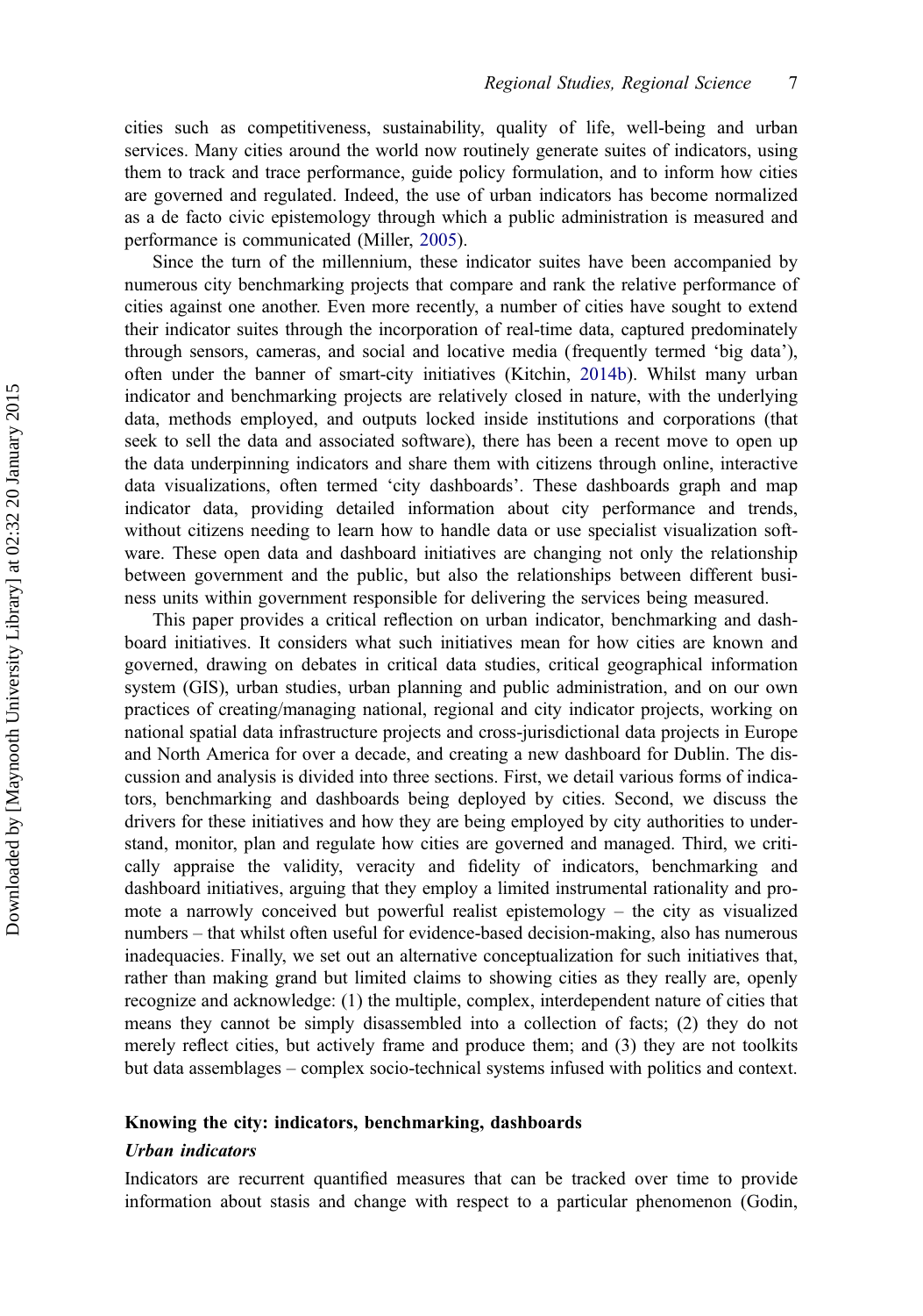cities such as competitiveness, sustainability, quality of life, well-being and urban services. Many cities around the world now routinely generate suites of indicators, using them to track and trace performance, guide policy formulation, and to inform how cities are governed and regulated. Indeed, the use of urban indicators has become normalized as a de facto civic epistemology through which a public administration is measured and performance is communicated (Miller, 2005).

Since the turn of the millennium, these indicator suites have been accompanied by numerous city benchmarking projects that compare and rank the relative performance of cities against one another. Even more recently, a number of cities have sought to extend their indicator suites through the incorporation of real-time data, captured predominately through sensors, cameras, and social and locative media (frequently termed 'big data'), often under the banner of smart-city initiatives (Kitchin, 2014b). Whilst many urban indicator and benchmarking projects are relatively closed in nature, with the underlying data, methods employed, and outputs locked inside institutions and corporations (that seek to sell the data and associated software), there has been a recent move to open up the data underpinning indicators and share them with citizens through online, interactive data visualizations, often termed 'city dashboards'. These dashboards graph and map indicator data, providing detailed information about city performance and trends, without citizens needing to learn how to handle data or use specialist visualization software. These open data and dashboard initiatives are changing not only the relationship between government and the public, but also the relationships between different business units within government responsible for delivering the services being measured.

This paper provides a critical reflection on urban indicator, benchmarking and dashboard initiatives. It considers what such initiatives mean for how cities are known and governed, drawing on debates in critical data studies, critical geographical information system (GIS), urban studies, urban planning and public administration, and on our own practices of creating/managing national, regional and city indicator projects, working on national spatial data infrastructure projects and cross-jurisdictional data projects in Europe and North America for over a decade, and creating a new dashboard for Dublin. The discussion and analysis is divided into three sections. First, we detail various forms of indicators, benchmarking and dashboards being deployed by cities. Second, we discuss the drivers for these initiatives and how they are being employed by city authorities to understand, monitor, plan and regulate how cities are governed and managed. Third, we critically appraise the validity, veracity and fidelity of indicators, benchmarking and dashboard initiatives, arguing that they employ a limited instrumental rationality and promote a narrowly conceived but powerful realist epistemology – the city as visualized numbers – that whilst often useful for evidence-based decision-making, also has numerous inadequacies. Finally, we set out an alternative conceptualization for such initiatives that, rather than making grand but limited claims to showing cities as they really are, openly recognize and acknowledge: (1) the multiple, complex, interdependent nature of cities that means they cannot be simply disassembled into a collection of facts; (2) they do not merely reflect cities, but actively frame and produce them; and (3) they are not toolkits but data assemblages – complex socio-technical systems infused with politics and context.

## Knowing the city: indicators, benchmarking, dashboards

### *Urban indicators*

Indicators are recurrent quantified measures that can be tracked over time to provide information about stasis and change with respect to a particular phenomenon (Godin,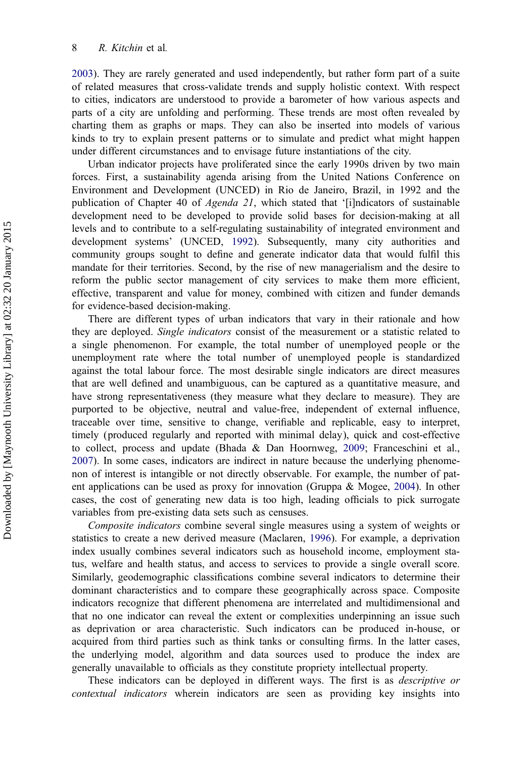2003). They are rarely generated and used independently, but rather form part of a suite of related measures that cross-validate trends and supply holistic context. With respect to cities, indicators are understood to provide a barometer of how various aspects and parts of a city are unfolding and performing. These trends are most often revealed by charting them as graphs or maps. They can also be inserted into models of various kinds to try to explain present patterns or to simulate and predict what might happen under different circumstances and to envisage future instantiations of the city.

Urban indicator projects have proliferated since the early 1990s driven by two main forces. First, a sustainability agenda arising from the United Nations Conference on Environment and Development (UNCED) in Rio de Janeiro, Brazil, in 1992 and the publication of Chapter 40 of *Agenda 21*, which stated that '[i]ndicators of sustainable development need to be developed to provide solid bases for decision-making at all levels and to contribute to a self-regulating sustainability of integrated environment and development systems' (UNCED, 1992). Subsequently, many city authorities and community groups sought to define and generate indicator data that would fulfil this mandate for their territories. Second, by the rise of new managerialism and the desire to reform the public sector management of city services to make them more efficient, effective, transparent and value for money, combined with citizen and funder demands for evidence-based decision-making.

There are different types of urban indicators that vary in their rationale and how they are deployed. *Single indicators* consist of the measurement or a statistic related to a single phenomenon. For example, the total number of unemployed people or the unemployment rate where the total number of unemployed people is standardized against the total labour force. The most desirable single indicators are direct measures that are well defined and unambiguous, can be captured as a quantitative measure, and have strong representativeness (they measure what they declare to measure). They are purported to be objective, neutral and value-free, independent of external influence, traceable over time, sensitive to change, verifiable and replicable, easy to interpret, timely (produced regularly and reported with minimal delay), quick and cost-effective to collect, process and update (Bhada & Dan Hoornweg, 2009; Franceschini et al., 2007). In some cases, indicators are indirect in nature because the underlying phenomenon of interest is intangible or not directly observable. For example, the number of patent applications can be used as proxy for innovation (Gruppa & Mogee, 2004). In other cases, the cost of generating new data is too high, leading officials to pick surrogate variables from pre-existing data sets such as censuses.

*Composite indicators* combine several single measures using a system of weights or statistics to create a new derived measure (Maclaren, 1996). For example, a deprivation index usually combines several indicators such as household income, employment status, welfare and health status, and access to services to provide a single overall score. Similarly, geodemographic classifications combine several indicators to determine their dominant characteristics and to compare these geographically across space. Composite indicators recognize that different phenomena are interrelated and multidimensional and that no one indicator can reveal the extent or complexities underpinning an issue such as deprivation or area characteristic. Such indicators can be produced in-house, or acquired from third parties such as think tanks or consulting firms. In the latter cases, the underlying model, algorithm and data sources used to produce the index are generally unavailable to officials as they constitute propriety intellectual property.

These indicators can be deployed in different ways. The first is as *descriptive or contextual indicators* wherein indicators are seen as providing key insights into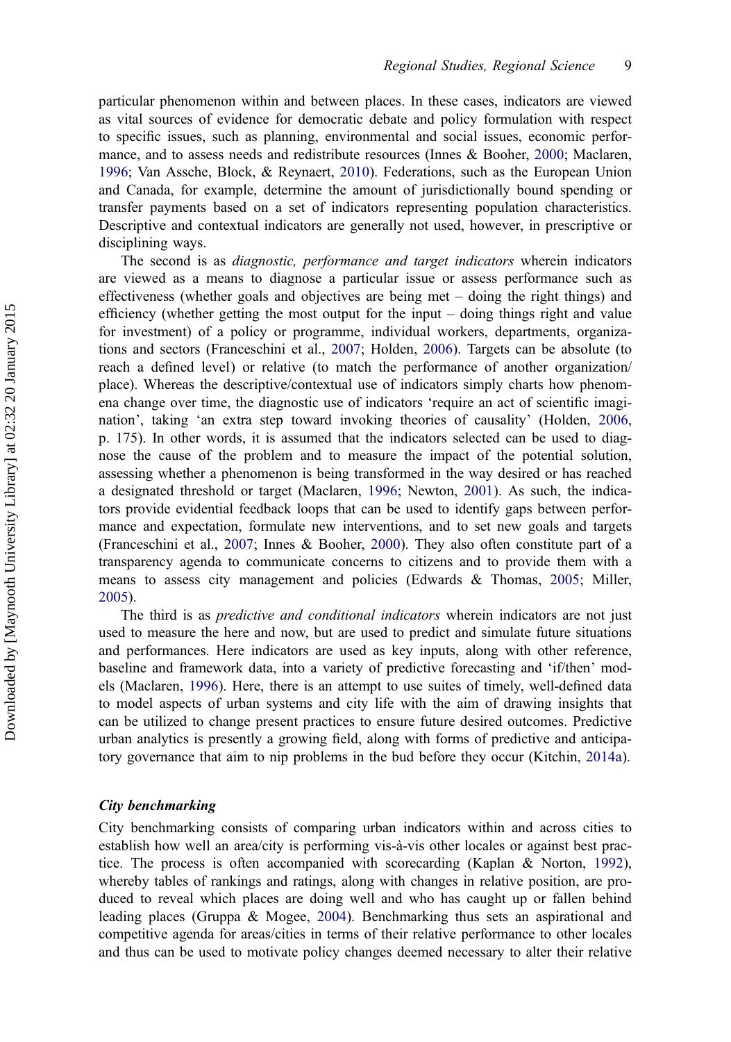particular phenomenon within and between places. In these cases, indicators are viewed as vital sources of evidence for democratic debate and policy formulation with respect to specific issues, such as planning, environmental and social issues, economic performance, and to assess needs and redistribute resources (Innes & Booher, 2000; Maclaren, 1996; Van Assche, Block, & Reynaert, 2010). Federations, such as the European Union and Canada, for example, determine the amount of jurisdictionally bound spending or transfer payments based on a set of indicators representing population characteristics. Descriptive and contextual indicators are generally not used, however, in prescriptive or disciplining ways.

The second is as *diagnostic, performance and target indicators* wherein indicators are viewed as a means to diagnose a particular issue or assess performance such as effectiveness (whether goals and objectives are being met – doing the right things) and efficiency (whether getting the most output for the input – doing things right and value for investment) of a policy or programme, individual workers, departments, organizations and sectors (Franceschini et al., 2007; Holden, 2006). Targets can be absolute (to reach a defined level) or relative (to match the performance of another organization/place). Whereas the descriptive/contextual use of indicators simply charts how phenomena change over time, the diagnostic use of indicators 'require an act of scientific imagination', taking 'an extra step toward invoking theories of causality' (Holden, 2006, p. 175). In other words, it is assumed that the indicators selected can be used to diagnose the cause of the problem and to measure the impact of the potential solution, assessing whether a phenomenon is being transformed in the way desired or has reached a designated threshold or target (Maclaren, 1996; Newton, 2001). As such, the indicators provide evidential feedback loops that can be used to identify gaps between performance and expectation, formulate new interventions, and to set new goals and targets (Franceschini et al., 2007; Innes & Booher, 2000). They also often constitute part of a transparency agenda to communicate concerns to citizens and to provide them with a means to assess city management and policies (Edwards & Thomas, 2005; Miller, 2005).

The third is as *predictive and conditional indicators* wherein indicators are not just used to measure the here and now, but are used to predict and simulate future situations and performances. Here indicators are used as key inputs, along with other reference, baseline and framework data, into a variety of predictive forecasting and 'if/then' models (Maclaren, 1996). Here, there is an attempt to use suites of timely, well-defined data to model aspects of urban systems and city life with the aim of drawing insights that can be utilized to change present practices to ensure future desired outcomes. Predictive urban analytics is presently a growing field, along with forms of predictive and anticipatory governance that aim to nip problems in the bud before they occur (Kitchin, 2014a).

### City benchmarking

City benchmarking consists of comparing urban indicators within and across cities to establish how well an area/city is performing vis-à-vis other locales or against best practice. The process is often accompanied with scorecarding (Kaplan & Norton, 1992), whereby tables of rankings and ratings, along with changes in relative position, are produced to reveal which places are doing well and who has caught up or fallen behind leading places (Gruppa & Mogee, 2004). Benchmarking thus sets an aspirational and competitive agenda for areas/cities in terms of their relative performance to other locales and thus can be used to motivate policy changes deemed necessary to alter their relative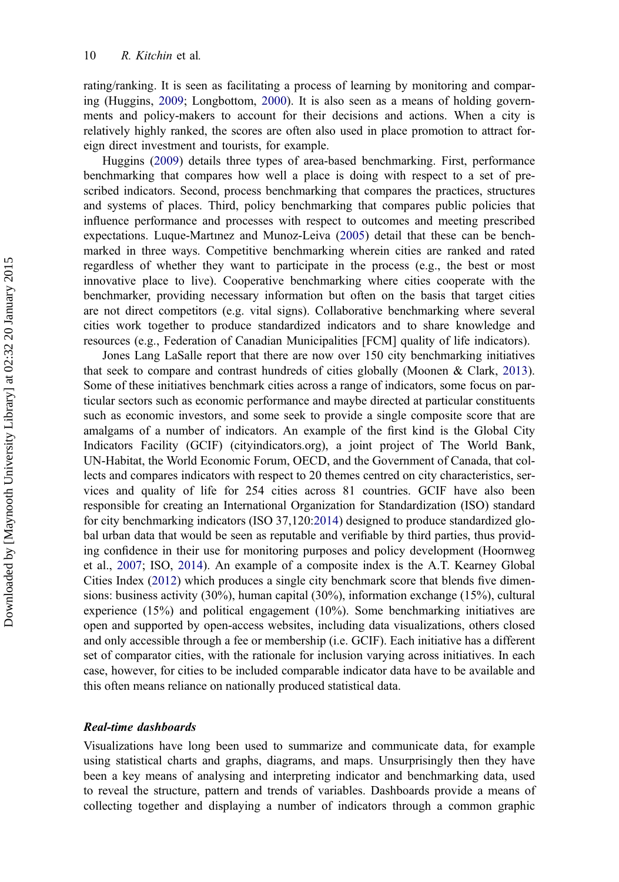rating/ranking. It is seen as facilitating a process of learning by monitoring and comparing (Huggins, 2009; Longbottom, 2000). It is also seen as a means of holding governments and policy-makers to account for their decisions and actions. When a city is relatively highly ranked, the scores are often also used in place promotion to attract foreign direct investment and tourists, for example.

Huggins (2009) details three types of area-based benchmarking. First, performance benchmarking that compares how well a place is doing with respect to a set of prescribed indicators. Second, process benchmarking that compares the practices, structures and systems of places. Third, policy benchmarking that compares public policies that influence performance and processes with respect to outcomes and meeting prescribed expectations. Luque-Martınez and Munoz-Leiva (2005) detail that these can be benchmarked in three ways. Competitive benchmarking wherein cities are ranked and rated regardless of whether they want to participate in the process (e.g., the best or most innovative place to live). Cooperative benchmarking where cities cooperate with the benchmarker, providing necessary information but often on the basis that target cities are not direct competitors (e.g. vital signs). Collaborative benchmarking where several cities work together to produce standardized indicators and to share knowledge and resources (e.g., Federation of Canadian Municipalities [FCM] quality of life indicators).

Jones Lang LaSalle report that there are now over 150 city benchmarking initiatives that seek to compare and contrast hundreds of cities globally (Moonen & Clark, 2013). Some of these initiatives benchmark cities across a range of indicators, some focus on particular sectors such as economic performance and maybe directed at particular constituents such as economic investors, and some seek to provide a single composite score that are amalgams of a number of indicators. An example of the first kind is the Global City Indicators Facility (GCIF) (cityindicators.org), a joint project of The World Bank, UN-Habitat, the World Economic Forum, OECD, and the Government of Canada, that collects and compares indicators with respect to 20 themes centred on city characteristics, services and quality of life for 254 cities across 81 countries. GCIF have also been responsible for creating an International Organization for Standardization (ISO) standard for city benchmarking indicators (ISO 37,120:2014) designed to produce standardized global urban data that would be seen as reputable and verifiable by third parties, thus providing confidence in their use for monitoring purposes and policy development (Hoornweg et al., 2007; ISO, 2014). An example of a composite index is the A.T. Kearney Global Cities Index (2012) which produces a single city benchmark score that blends five dimensions: business activity (30%), human capital (30%), information exchange (15%), cultural experience (15%) and political engagement (10%). Some benchmarking initiatives are open and supported by open-access websites, including data visualizations, others closed and only accessible through a fee or membership (i.e. GCIF). Each initiative has a different set of comparator cities, with the rationale for inclusion varying across initiatives. In each case, however, for cities to be included comparable indicator data have to be available and this often means reliance on nationally produced statistical data.

### *Real-time dashboards*

Visualizations have long been used to summarize and communicate data, for example using statistical charts and graphs, diagrams, and maps. Unsurprisingly then they have been a key means of analysing and interpreting indicator and benchmarking data, used to reveal the structure, pattern and trends of variables. Dashboards provide a means of collecting together and displaying a number of indicators through a common graphic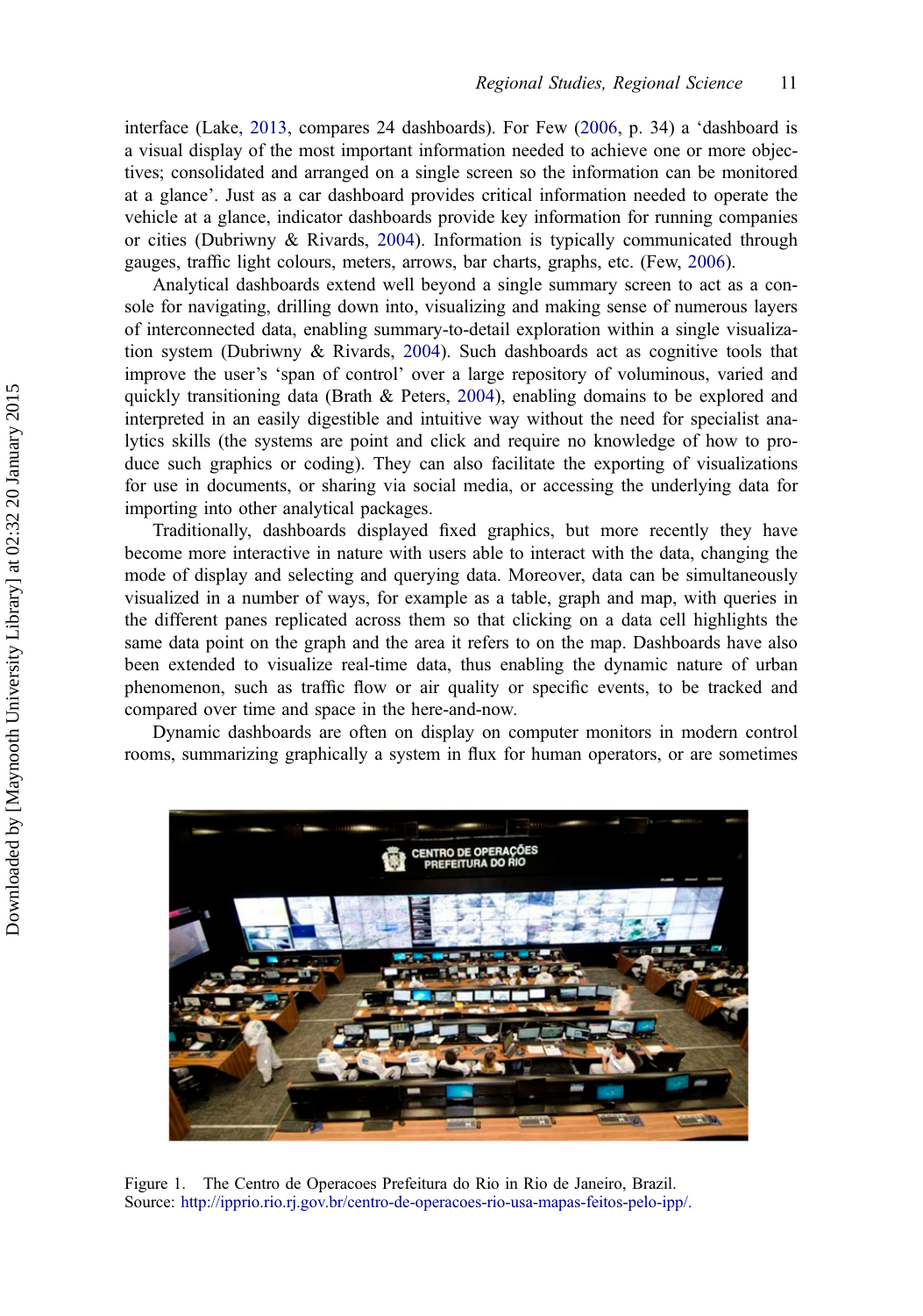interface (Lake, 2013, compares 24 dashboards). For Few (2006, p. 34) a 'dashboard is a visual display of the most important information needed to achieve one or more objectives; consolidated and arranged on a single screen so the information can be monitored at a glance'. Just as a car dashboard provides critical information needed to operate the vehicle at a glance, indicator dashboards provide key information for running companies or cities (Dubriwny & Rivards, 2004). Information is typically communicated through gauges, traffic light colours, meters, arrows, bar charts, graphs, etc. (Few, 2006).

Analytical dashboards extend well beyond a single summary screen to act as a console for navigating, drilling down into, visualizing and making sense of numerous layers of interconnected data, enabling summary-to-detail exploration within a single visualization system (Dubriwny & Rivards, 2004). Such dashboards act as cognitive tools that improve the user's 'span of control' over a large repository of voluminous, varied and quickly transitioning data (Brath & Peters, 2004), enabling domains to be explored and interpreted in an easily digestible and intuitive way without the need for specialist analytics skills (the systems are point and click and require no knowledge of how to produce such graphics or coding). They can also facilitate the exporting of visualizations for use in documents, or sharing via social media, or accessing the underlying data for importing into other analytical packages.

Traditionally, dashboards displayed fixed graphics, but more recently they have become more interactive in nature with users able to interact with the data, changing the mode of display and selecting and querying data. Moreover, data can be simultaneously visualized in a number of ways, for example as a table, graph and map, with queries in the different panes replicated across them so that clicking on a data cell highlights the same data point on the graph and the area it refers to on the map. Dashboards have also been extended to visualize real-time data, thus enabling the dynamic nature of urban phenomenon, such as traffic flow or air quality or specific events, to be tracked and compared over time and space in the here-and-now.

Dynamic dashboards are often on display on computer monitors in modern control rooms, summarizing graphically a system in flux for human operators, or are sometimes

Figure 1. The Centro de Operacoes Prefeitura do Rio in Rio de Janeiro, Brazil.
Source: http://ipprio.rio.rj.gov.br/centro-de-operacoes-rio-usa-mapas-feitos-pelo-ipp/.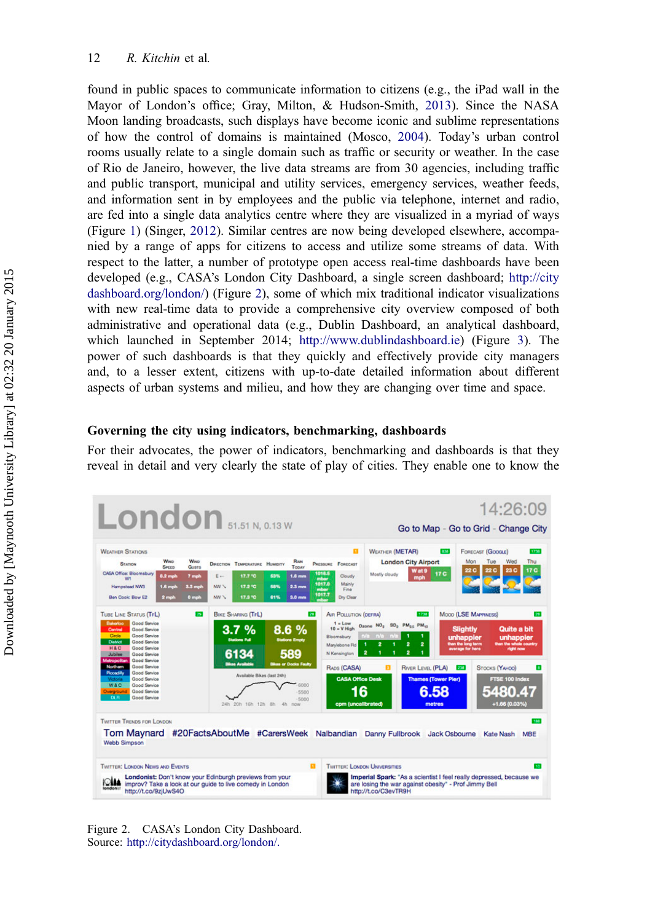found in public spaces to communicate information to citizens (e.g., the iPad wall in the Mayor of London's office; Gray, Milton, & Hudson-Smith, 2013). Since the NASA Moon landing broadcasts, such displays have become iconic and sublime representations of how the control of domains is maintained (Mosco, 2004). Today's urban control rooms usually relate to a single domain such as traffic or security or weather. In the case of Rio de Janeiro, however, the live data streams are from 30 agencies, including traffic and public transport, municipal and utility services, emergency services, weather feeds, and information sent in by employees and the public via telephone, internet and radio, are fed into a single data analytics centre where they are visualized in a myriad of ways (Figure 1) (Singer, 2012). Similar centres are now being developed elsewhere, accompanied by a range of apps for citizens to access and utilize some streams of data. With respect to the latter, a number of prototype open access real-time dashboards have been developed (e.g., CASA's London City Dashboard, a single screen dashboard; http://citydashboard.org/london/) (Figure 2), some of which mix traditional indicator visualizations with new real-time data to provide a comprehensive city overview composed of both administrative and operational data (e.g., Dublin Dashboard, an analytical dashboard, which launched in September 2014; http://www.dublindashboard.ie) (Figure 3). The power of such dashboards is that they quickly and effectively provide city managers and, to a lesser extent, citizens with up-to-date detailed information about different aspects of urban systems and milieu, and how they are changing over time and space.

## Governing the city using indicators, benchmarking, dashboards

For their advocates, the power of indicators, benchmarking and dashboards is that they reveal in detail and very clearly the state of play of cities. They enable one to know the

Figure 2. CASA's London City Dashboard.
Source: http://citydashboard.org/london/.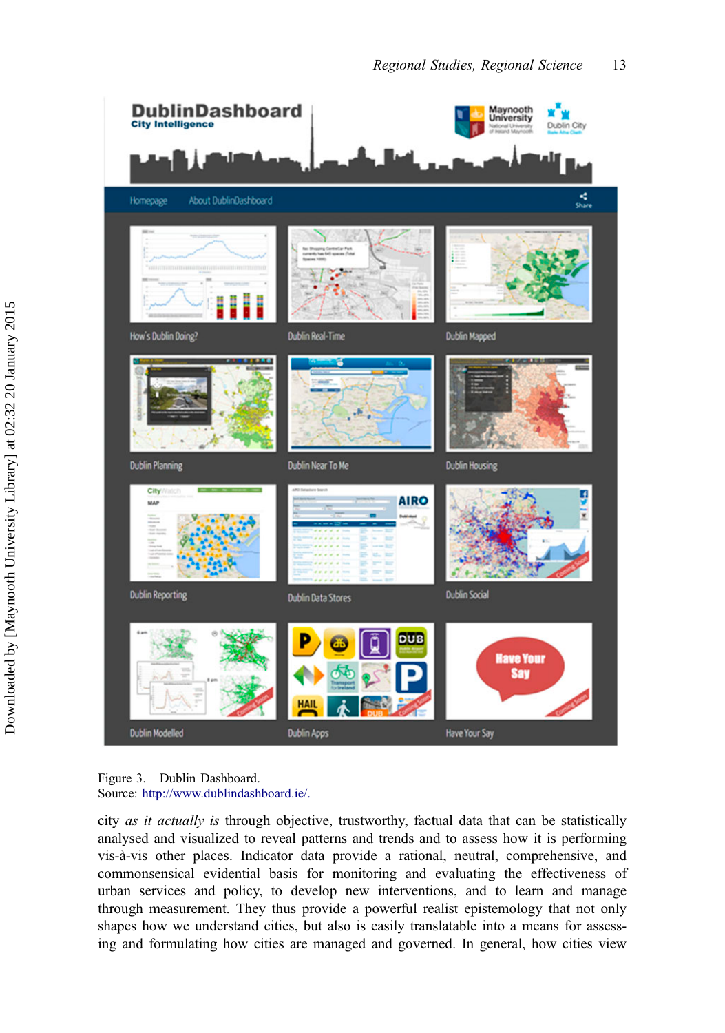Figure 3. Dublin Dashboard.
Source: http://www.dublindashboard.ie/.

city *as it actually is* through objective, trustworthy, factual data that can be statistically analysed and visualized to reveal patterns and trends and to assess how it is performing vis-à-vis other places. Indicator data provide a rational, neutral, comprehensive, and commonsensical evidential basis for monitoring and evaluating the effectiveness of urban services and policy, to develop new interventions, and to learn and manage through measurement. They thus provide a powerful realist epistemology that not only shapes how we understand cities, but also is easily translatable into a means for assessing and formulating how cities are managed and governed. In general, how cities view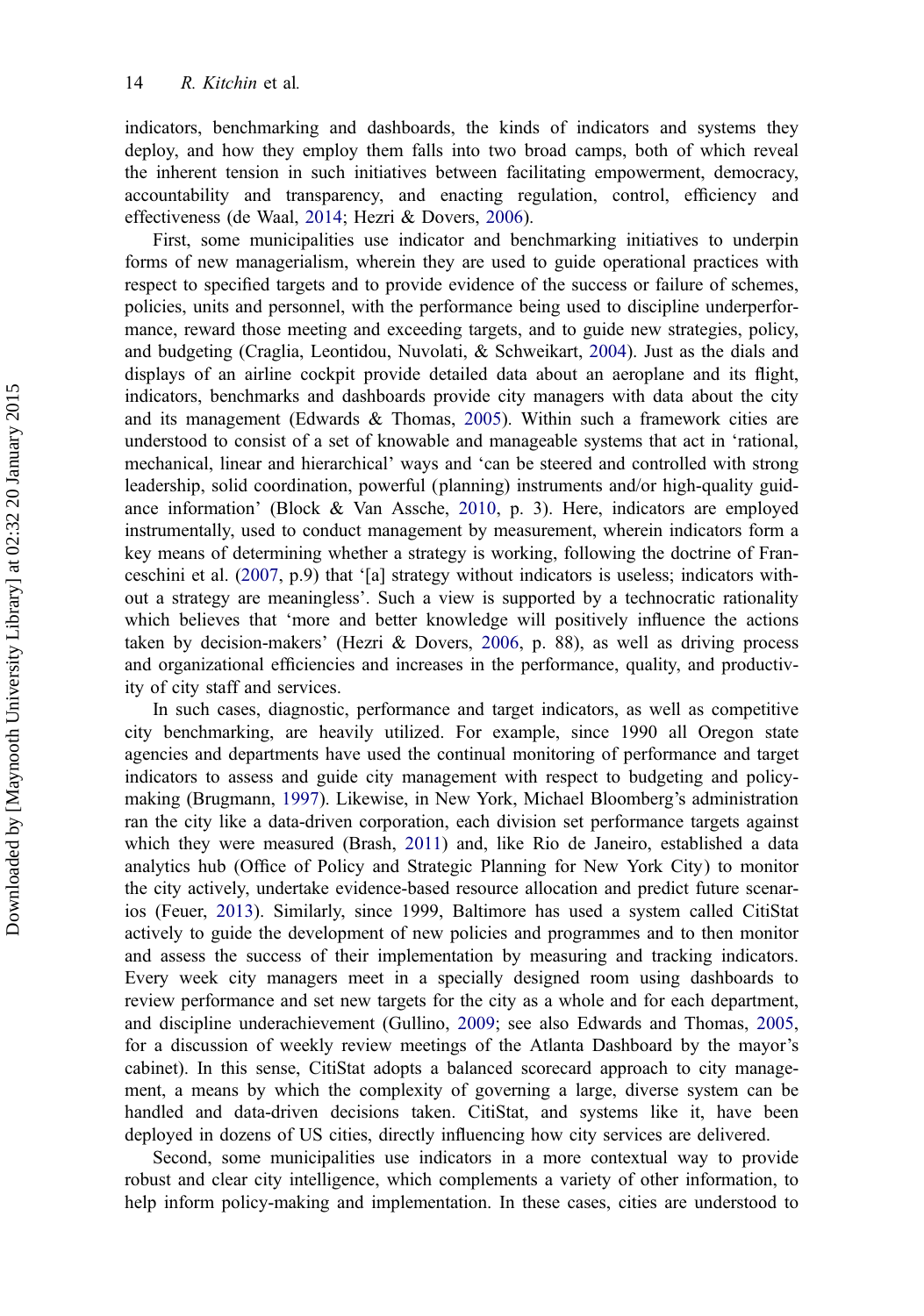indicators, benchmarking and dashboards, the kinds of indicators and systems they deploy, and how they employ them falls into two broad camps, both of which reveal the inherent tension in such initiatives between facilitating empowerment, democracy, accountability and transparency, and enacting regulation, control, efficiency and effectiveness (de Waal, 2014; Hezri & Dovers, 2006).

First, some municipalities use indicator and benchmarking initiatives to underpin forms of new managerialism, wherein they are used to guide operational practices with respect to specified targets and to provide evidence of the success or failure of schemes, policies, units and personnel, with the performance being used to discipline underperformance, reward those meeting and exceeding targets, and to guide new strategies, policy, and budgeting (Craglia, Leontidou, Nuvolati, & Schweikart, 2004). Just as the dials and displays of an airline cockpit provide detailed data about an aeroplane and its flight, indicators, benchmarks and dashboards provide city managers with data about the city and its management (Edwards & Thomas, 2005). Within such a framework cities are understood to consist of a set of knowable and manageable systems that act in 'rational, mechanical, linear and hierarchical' ways and 'can be steered and controlled with strong leadership, solid coordination, powerful (planning) instruments and/or high-quality guidance information' (Block & Van Assche, 2010, p. 3). Here, indicators are employed instrumentally, used to conduct management by measurement, wherein indicators form a key means of determining whether a strategy is working, following the doctrine of Franceschini et al. (2007, p.9) that '[a] strategy without indicators is useless; indicators without a strategy are meaningless'. Such a view is supported by a technocratic rationality which believes that 'more and better knowledge will positively influence the actions taken by decision-makers' (Hezri & Dovers, 2006, p. 88), as well as driving process and organizational efficiencies and increases in the performance, quality, and productivity of city staff and services.

In such cases, diagnostic, performance and target indicators, as well as competitive city benchmarking, are heavily utilized. For example, since 1990 all Oregon state agencies and departments have used the continual monitoring of performance and target indicators to assess and guide city management with respect to budgeting and policy-making (Brugmann, 1997). Likewise, in New York, Michael Bloomberg's administration ran the city like a data-driven corporation, each division set performance targets against which they were measured (Brash, 2011) and, like Rio de Janeiro, established a data analytics hub (Office of Policy and Strategic Planning for New York City) to monitor the city actively, undertake evidence-based resource allocation and predict future scenarios (Feuer, 2013). Similarly, since 1999, Baltimore has used a system called CitiStat actively to guide the development of new policies and programmes and to then monitor and assess the success of their implementation by measuring and tracking indicators. Every week city managers meet in a specially designed room using dashboards to review performance and set new targets for the city as a whole and for each department, and discipline underachievement (Gullino, 2009; see also Edwards and Thomas, 2005, for a discussion of weekly review meetings of the Atlanta Dashboard by the mayor's cabinet). In this sense, CitiStat adopts a balanced scorecard approach to city management, a means by which the complexity of governing a large, diverse system can be handled and data-driven decisions taken. CitiStat, and systems like it, have been deployed in dozens of US cities, directly influencing how city services are delivered.

Second, some municipalities use indicators in a more contextual way to provide robust and clear city intelligence, which complements a variety of other information, to help inform policy-making and implementation. In these cases, cities are understood to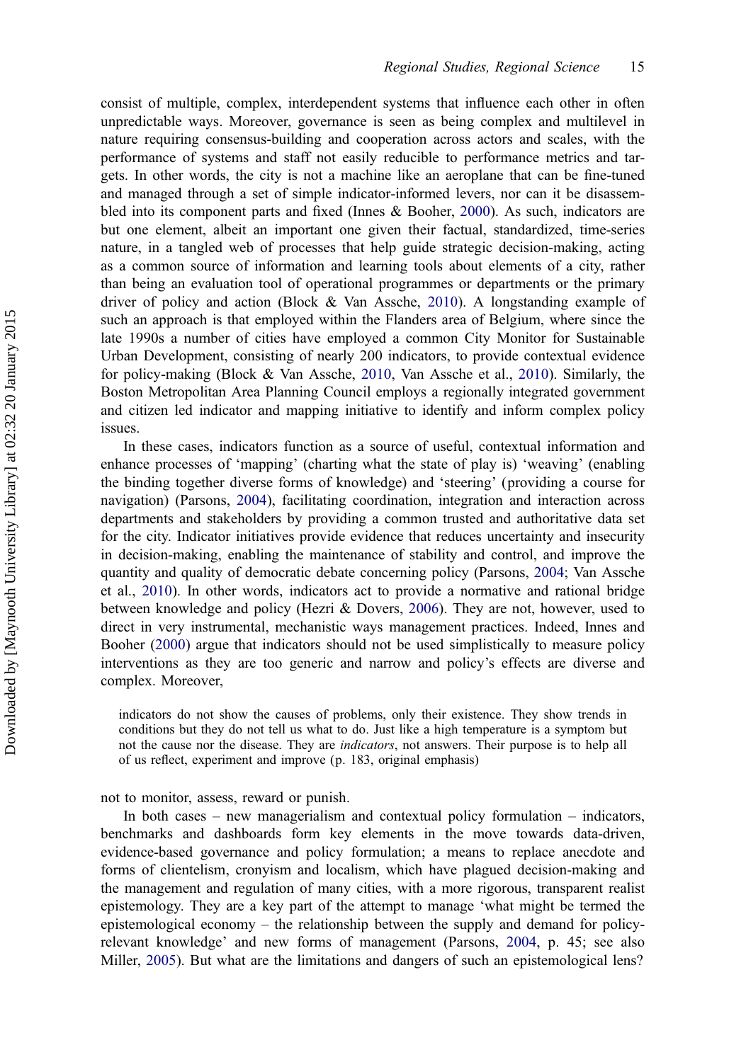consist of multiple, complex, interdependent systems that influence each other in often unpredictable ways. Moreover, governance is seen as being complex and multilevel in nature requiring consensus-building and cooperation across actors and scales, with the performance of systems and staff not easily reducible to performance metrics and targets. In other words, the city is not a machine like an aeroplane that can be fine-tuned and managed through a set of simple indicator-informed levers, nor can it be disassembled into its component parts and fixed (Innes & Booher, 2000). As such, indicators are but one element, albeit an important one given their factual, standardized, time-series nature, in a tangled web of processes that help guide strategic decision-making, acting as a common source of information and learning tools about elements of a city, rather than being an evaluation tool of operational programmes or departments or the primary driver of policy and action (Block & Van Assche, 2010). A longstanding example of such an approach is that employed within the Flanders area of Belgium, where since the late 1990s a number of cities have employed a common City Monitor for Sustainable Urban Development, consisting of nearly 200 indicators, to provide contextual evidence for policy-making (Block & Van Assche, 2010, Van Assche et al., 2010). Similarly, the Boston Metropolitan Area Planning Council employs a regionally integrated government and citizen led indicator and mapping initiative to identify and inform complex policy issues.

In these cases, indicators function as a source of useful, contextual information and enhance processes of 'mapping' (charting what the state of play is) 'weaving' (enabling the binding together diverse forms of knowledge) and 'steering' (providing a course for navigation) (Parsons, 2004), facilitating coordination, integration and interaction across departments and stakeholders by providing a common trusted and authoritative data set for the city. Indicator initiatives provide evidence that reduces uncertainty and insecurity in decision-making, enabling the maintenance of stability and control, and improve the quantity and quality of democratic debate concerning policy (Parsons, 2004; Van Assche et al., 2010). In other words, indicators act to provide a normative and rational bridge between knowledge and policy (Hezri & Dovers, 2006). They are not, however, used to direct in very instrumental, mechanistic ways management practices. Indeed, Innes and Booher (2000) argue that indicators should not be used simplistically to measure policy interventions as they are too generic and narrow and policy's effects are diverse and complex. Moreover,

> indicators do not show the causes of problems, only their existence. They show trends in conditions but they do not tell us what to do. Just like a high temperature is a symptom but not the cause nor the disease. They are *indicators*, not answers. Their purpose is to help all of us reflect, experiment and improve (p. 183, original emphasis)

not to monitor, assess, reward or punish.

In both cases – new managerialism and contextual policy formulation – indicators, benchmarks and dashboards form key elements in the move towards data-driven, evidence-based governance and policy formulation; a means to replace anecdote and forms of clientelism, cronyism and localism, which have plagued decision-making and the management and regulation of many cities, with a more rigorous, transparent realist epistemology. They are a key part of the attempt to manage 'what might be termed the epistemological economy – the relationship between the supply and demand for policy-relevant knowledge' and new forms of management (Parsons, 2004, p. 45; see also Miller, 2005). But what are the limitations and dangers of such an epistemological lens?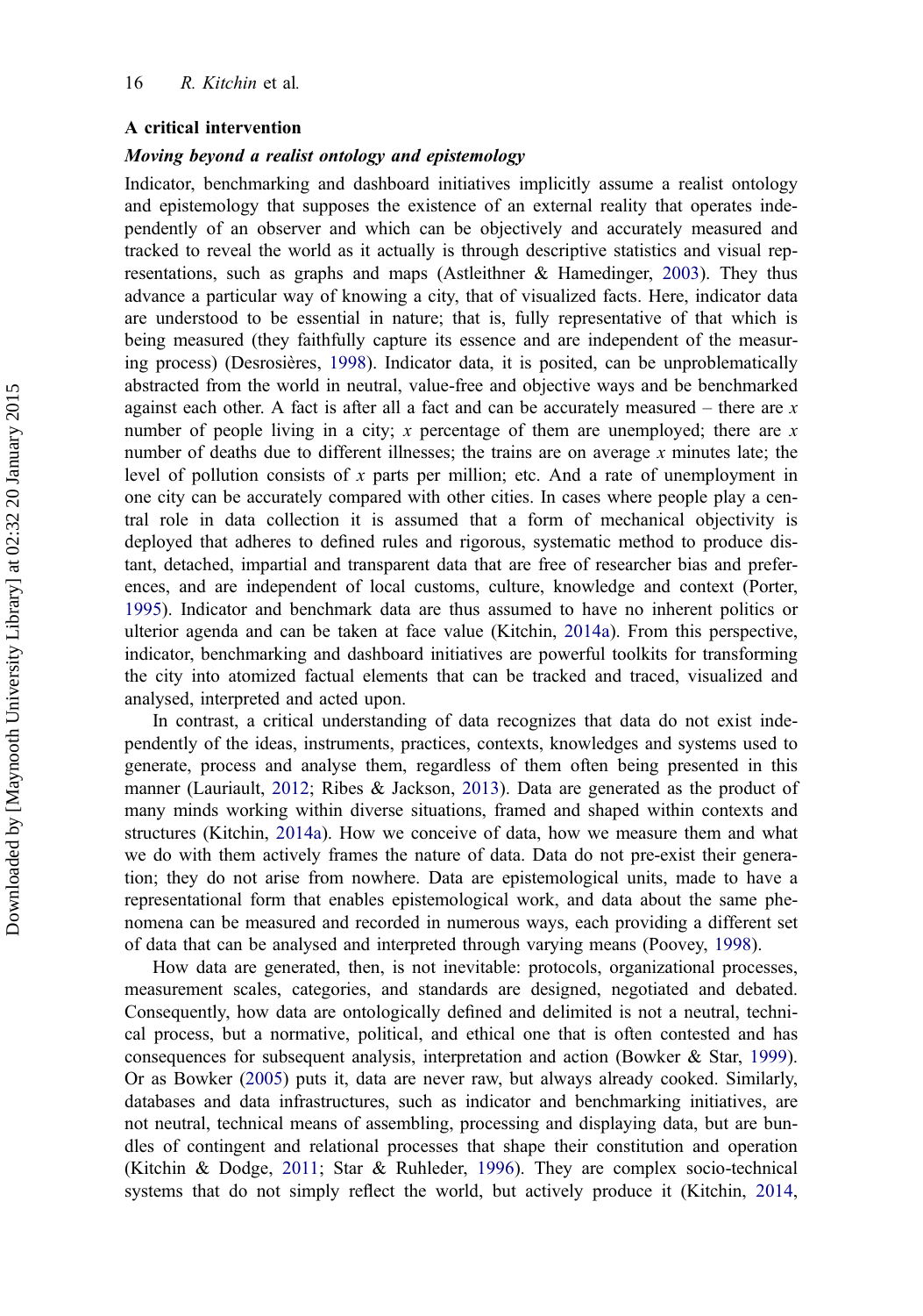## A critical intervention

### *Moving beyond a realist ontology and epistemology*

Indicator, benchmarking and dashboard initiatives implicitly assume a realist ontology and epistemology that supposes the existence of an external reality that operates independently of an observer and which can be objectively and accurately measured and tracked to reveal the world as it actually is through descriptive statistics and visual representations, such as graphs and maps (Astleithner & Hamedinger, 2003). They thus advance a particular way of knowing a city, that of visualized facts. Here, indicator data are understood to be essential in nature; that is, fully representative of that which is being measured (they faithfully capture its essence and are independent of the measuring process) (Desrosières, 1998). Indicator data, it is posited, can be unproblematically abstracted from the world in neutral, value-free and objective ways and be benchmarked against each other. A fact is after all a fact and can be accurately measured – there are *x* number of people living in a city; *x* percentage of them are unemployed; there are *x* number of deaths due to different illnesses; the trains are on average *x* minutes late; the level of pollution consists of *x* parts per million; etc. And a rate of unemployment in one city can be accurately compared with other cities. In cases where people play a central role in data collection it is assumed that a form of mechanical objectivity is deployed that adheres to defined rules and rigorous, systematic method to produce distant, detached, impartial and transparent data that are free of researcher bias and preferences, and are independent of local customs, culture, knowledge and context (Porter, 1995). Indicator and benchmark data are thus assumed to have no inherent politics or ulterior agenda and can be taken at face value (Kitchin, 2014a). From this perspective, indicator, benchmarking and dashboard initiatives are powerful toolkits for transforming the city into atomized factual elements that can be tracked and traced, visualized and analysed, interpreted and acted upon.

In contrast, a critical understanding of data recognizes that data do not exist independently of the ideas, instruments, practices, contexts, knowledges and systems used to generate, process and analyse them, regardless of them often being presented in this manner (Lauriault, 2012; Ribes & Jackson, 2013). Data are generated as the product of many minds working within diverse situations, framed and shaped within contexts and structures (Kitchin, 2014a). How we conceive of data, how we measure them and what we do with them actively frames the nature of data. Data do not pre-exist their generation; they do not arise from nowhere. Data are epistemological units, made to have a representational form that enables epistemological work, and data about the same phenomena can be measured and recorded in numerous ways, each providing a different set of data that can be analysed and interpreted through varying means (Poovey, 1998).

How data are generated, then, is not inevitable: protocols, organizational processes, measurement scales, categories, and standards are designed, negotiated and debated. Consequently, how data are ontologically defined and delimited is not a neutral, technical process, but a normative, political, and ethical one that is often contested and has consequences for subsequent analysis, interpretation and action (Bowker & Star, 1999). Or as Bowker (2005) puts it, data are never raw, but always already cooked. Similarly, databases and data infrastructures, such as indicator and benchmarking initiatives, are not neutral, technical means of assembling, processing and displaying data, but are bundles of contingent and relational processes that shape their constitution and operation (Kitchin & Dodge, 2011; Star & Ruhleder, 1996). They are complex socio-technical systems that do not simply reflect the world, but actively produce it (Kitchin, 2014,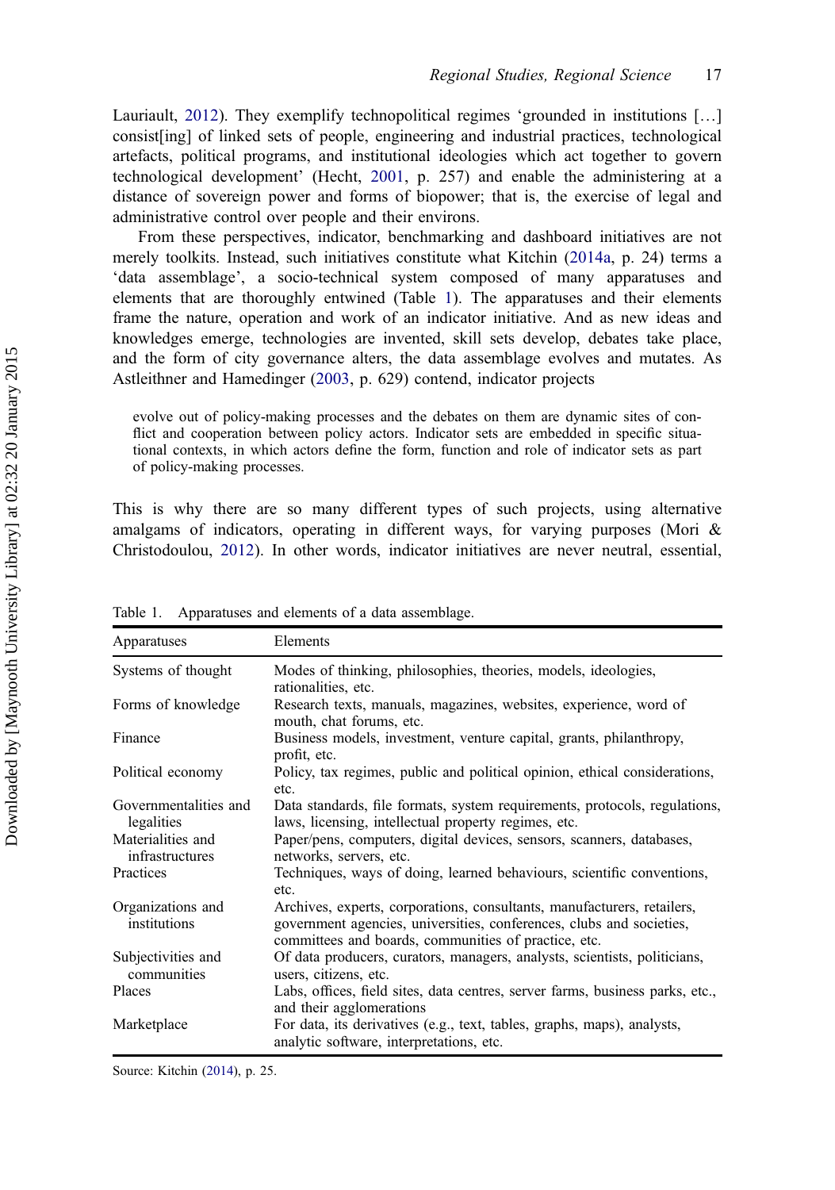Lauriault, 2012). They exemplify technopolitical regimes 'grounded in institutions […] consist[ing] of linked sets of people, engineering and industrial practices, technological artefacts, political programs, and institutional ideologies which act together to govern technological development' (Hecht, 2001, p. 257) and enable the administering at a distance of sovereign power and forms of biopower; that is, the exercise of legal and administrative control over people and their environs.

From these perspectives, indicator, benchmarking and dashboard initiatives are not merely toolkits. Instead, such initiatives constitute what Kitchin (2014a, p. 24) terms a 'data assemblage', a socio-technical system composed of many apparatuses and elements that are thoroughly entwined (Table 1). The apparatuses and their elements frame the nature, operation and work of an indicator initiative. And as new ideas and knowledges emerge, technologies are invented, skill sets develop, debates take place, and the form of city governance alters, the data assemblage evolves and mutates. As Astleithner and Hamedinger (2003, p. 629) contend, indicator projects

> evolve out of policy-making processes and the debates on them are dynamic sites of conflict and cooperation between policy actors. Indicator sets are embedded in specific situational contexts, in which actors define the form, function and role of indicator sets as part of policy-making processes.

This is why there are so many different types of such projects, using alternative amalgams of indicators, operating in different ways, for varying purposes (Mori & Christodoulou, 2012). In other words, indicator initiatives are never neutral, essential,

Table 1. Apparatuses and elements of a data assemblage.

| Apparatuses | Elements |
|---|---|
| Systems of thought | Modes of thinking, philosophies, theories, models, ideologies, rationalities, etc. |
| Forms of knowledge | Research texts, manuals, magazines, websites, experience, word of mouth, chat forums, etc. |
| Finance | Business models, investment, venture capital, grants, philanthropy, profit, etc. |
| Political economy | Policy, tax regimes, public and political opinion, ethical considerations, etc. |
| Governmentalities and legalities | Data standards, file formats, system requirements, protocols, regulations, laws, licensing, intellectual property regimes, etc. |
| Materialities and infrastructures | Paper/pens, computers, digital devices, sensors, scanners, databases, networks, servers, etc. |
| Practices | Techniques, ways of doing, learned behaviours, scientific conventions, etc. |
| Organizations and institutions | Archives, experts, corporations, consultants, manufacturers, retailers, government agencies, universities, conferences, clubs and societies, committees and boards, communities of practice, etc. |
| Subjectivities and communities | Of data producers, curators, managers, analysts, scientists, politicians, users, citizens, etc. |
| Places | Labs, offices, field sites, data centres, server farms, business parks, etc., and their agglomerations |
| Marketplace | For data, its derivatives (e.g., text, tables, graphs, maps), analysts, analytic software, interpretations, etc. |

Source: Kitchin (2014), p. 25.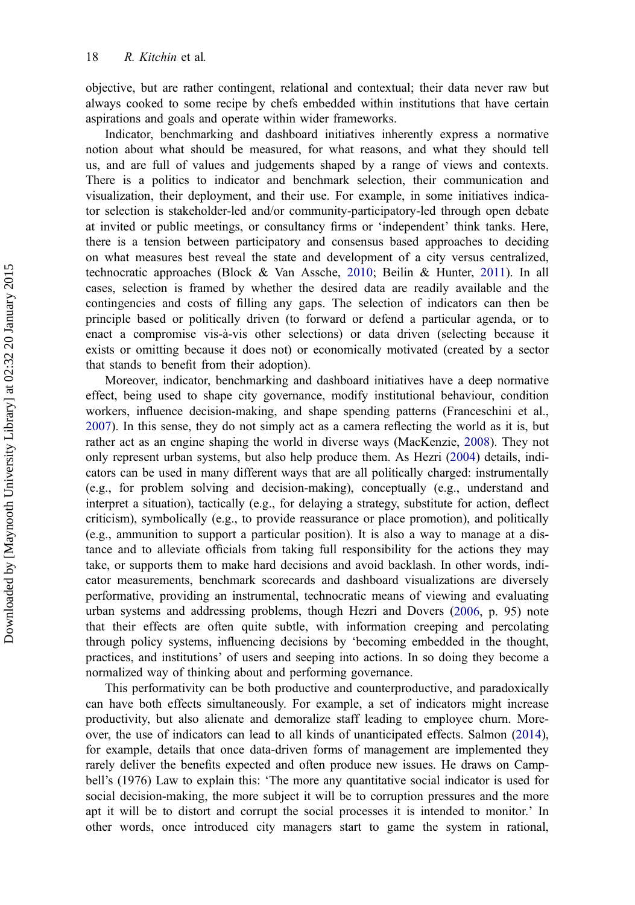objective, but are rather contingent, relational and contextual; their data never raw but always cooked to some recipe by chefs embedded within institutions that have certain aspirations and goals and operate within wider frameworks.

Indicator, benchmarking and dashboard initiatives inherently express a normative notion about what should be measured, for what reasons, and what they should tell us, and are full of values and judgements shaped by a range of views and contexts. There is a politics to indicator and benchmark selection, their communication and visualization, their deployment, and their use. For example, in some initiatives indicator selection is stakeholder-led and/or community-participatory-led through open debate at invited or public meetings, or consultancy firms or 'independent' think tanks. Here, there is a tension between participatory and consensus based approaches to deciding on what measures best reveal the state and development of a city versus centralized, technocratic approaches (Block & Van Assche, 2010; Beilin & Hunter, 2011). In all cases, selection is framed by whether the desired data are readily available and the contingencies and costs of filling any gaps. The selection of indicators can then be principle based or politically driven (to forward or defend a particular agenda, or to enact a compromise vis-à-vis other selections) or data driven (selecting because it exists or omitting because it does not) or economically motivated (created by a sector that stands to benefit from their adoption).

Moreover, indicator, benchmarking and dashboard initiatives have a deep normative effect, being used to shape city governance, modify institutional behaviour, condition workers, influence decision-making, and shape spending patterns (Franceschini et al., 2007). In this sense, they do not simply act as a camera reflecting the world as it is, but rather act as an engine shaping the world in diverse ways (MacKenzie, 2008). They not only represent urban systems, but also help produce them. As Hezri (2004) details, indicators can be used in many different ways that are all politically charged: instrumentally (e.g., for problem solving and decision-making), conceptually (e.g., understand and interpret a situation), tactically (e.g., for delaying a strategy, substitute for action, deflect criticism), symbolically (e.g., to provide reassurance or place promotion), and politically (e.g., ammunition to support a particular position). It is also a way to manage at a distance and to alleviate officials from taking full responsibility for the actions they may take, or supports them to make hard decisions and avoid backlash. In other words, indicator measurements, benchmark scorecards and dashboard visualizations are diversely performative, providing an instrumental, technocratic means of viewing and evaluating urban systems and addressing problems, though Hezri and Dovers (2006, p. 95) note that their effects are often quite subtle, with information creeping and percolating through policy systems, influencing decisions by 'becoming embedded in the thought, practices, and institutions' of users and seeping into actions. In so doing they become a normalized way of thinking about and performing governance.

This performativity can be both productive and counterproductive, and paradoxically can have both effects simultaneously. For example, a set of indicators might increase productivity, but also alienate and demoralize staff leading to employee churn. Moreover, the use of indicators can lead to all kinds of unanticipated effects. Salmon (2014), for example, details that once data-driven forms of management are implemented they rarely deliver the benefits expected and often produce new issues. He draws on Campbell's (1976) Law to explain this: 'The more any quantitative social indicator is used for social decision-making, the more subject it will be to corruption pressures and the more apt it will be to distort and corrupt the social processes it is intended to monitor.' In other words, once introduced city managers start to game the system in rational,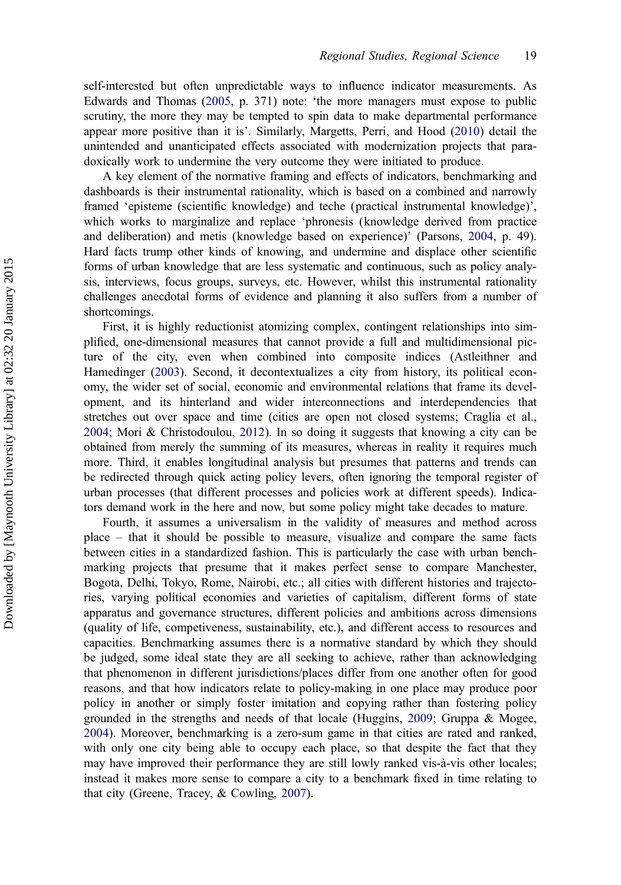self-interested but often unpredictable ways to influence indicator measurements. As Edwards and Thomas (2005, p. 371) note: 'the more managers must expose to public scrutiny, the more they may be tempted to spin data to make departmental performance appear more positive than it is'. Similarly, Margetts, Perri, and Hood (2010) detail the unintended and unanticipated effects associated with modernization projects that paradoxically work to undermine the very outcome they were initiated to produce.

A key element of the normative framing and effects of indicators, benchmarking and dashboards is their instrumental rationality, which is based on a combined and narrowly framed 'episteme (scientific knowledge) and teche (practical instrumental knowledge)', which works to marginalize and replace 'phronesis (knowledge derived from practice and deliberation) and metis (knowledge based on experience)' (Parsons, 2004, p. 49). Hard facts trump other kinds of knowing, and undermine and displace other scientific forms of urban knowledge that are less systematic and continuous, such as policy analysis, interviews, focus groups, surveys, etc. However, whilst this instrumental rationality challenges anecdotal forms of evidence and planning it also suffers from a number of shortcomings.

First, it is highly reductionist atomizing complex, contingent relationships into simplified, one-dimensional measures that cannot provide a full and multidimensional picture of the city, even when combined into composite indices (Astleithner and Hamedinger (2003). Second, it decontextualizes a city from history, its political economy, the wider set of social, economic and environmental relations that frame its development, and its hinterland and wider interconnections and interdependencies that stretches out over space and time (cities are open not closed systems; Craglia et al., 2004; Mori & Christodoulou, 2012). In so doing it suggests that knowing a city can be obtained from merely the summing of its measures, whereas in reality it requires much more. Third, it enables longitudinal analysis but presumes that patterns and trends can be redirected through quick acting policy levers, often ignoring the temporal register of urban processes (that different processes and policies work at different speeds). Indicators demand work in the here and now, but some policy might take decades to mature.

Fourth, it assumes a universalism in the validity of measures and method across place – that it should be possible to measure, visualize and compare the same facts between cities in a standardized fashion. This is particularly the case with urban benchmarking projects that presume that it makes perfect sense to compare Manchester, Bogota, Delhi, Tokyo, Rome, Nairobi, etc.; all cities with different histories and trajectories, varying political economies and varieties of capitalism, different forms of state apparatus and governance structures, different policies and ambitions across dimensions (quality of life, competiveness, sustainability, etc.), and different access to resources and capacities. Benchmarking assumes there is a normative standard by which they should be judged, some ideal state they are all seeking to achieve, rather than acknowledging that phenomenon in different jurisdictions/places differ from one another often for good reasons, and that how indicators relate to policy-making in one place may produce poor policy in another or simply foster imitation and copying rather than fostering policy grounded in the strengths and needs of that locale (Huggins, 2009; Gruppa & Mogee, 2004). Moreover, benchmarking is a zero-sum game in that cities are rated and ranked, with only one city being able to occupy each place, so that despite the fact that they may have improved their performance they are still lowly ranked vis-à-vis other locales; instead it makes more sense to compare a city to a benchmark fixed in time relating to that city (Greene, Tracey, & Cowling, 2007).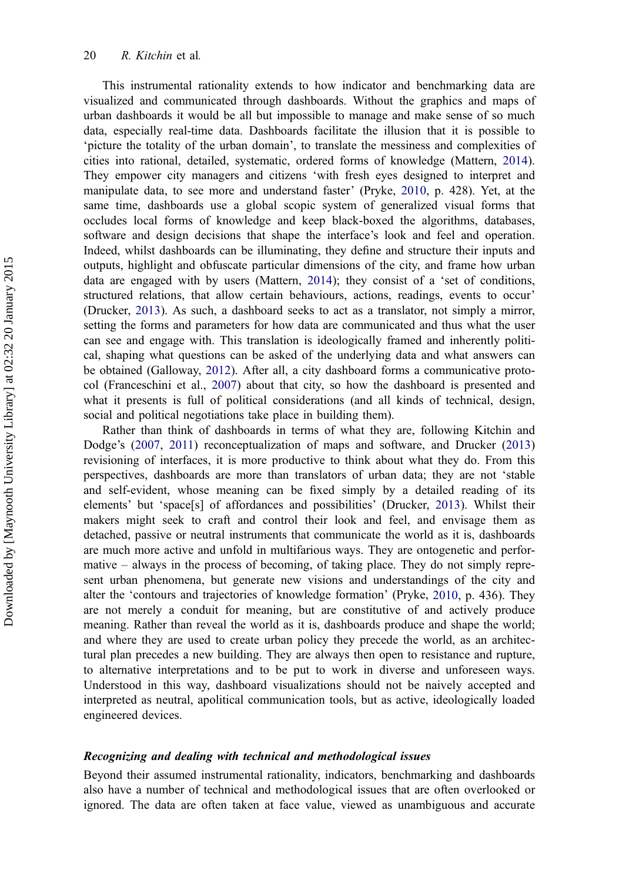This instrumental rationality extends to how indicator and benchmarking data are visualized and communicated through dashboards. Without the graphics and maps of urban dashboards it would be all but impossible to manage and make sense of so much data, especially real-time data. Dashboards facilitate the illusion that it is possible to 'picture the totality of the urban domain', to translate the messiness and complexities of cities into rational, detailed, systematic, ordered forms of knowledge (Mattern, 2014). They empower city managers and citizens 'with fresh eyes designed to interpret and manipulate data, to see more and understand faster' (Pryke, 2010, p. 428). Yet, at the same time, dashboards use a global scopic system of generalized visual forms that occludes local forms of knowledge and keep black-boxed the algorithms, databases, software and design decisions that shape the interface's look and feel and operation. Indeed, whilst dashboards can be illuminating, they define and structure their inputs and outputs, highlight and obfuscate particular dimensions of the city, and frame how urban data are engaged with by users (Mattern, 2014); they consist of a 'set of conditions, structured relations, that allow certain behaviours, actions, readings, events to occur' (Drucker, 2013). As such, a dashboard seeks to act as a translator, not simply a mirror, setting the forms and parameters for how data are communicated and thus what the user can see and engage with. This translation is ideologically framed and inherently political, shaping what questions can be asked of the underlying data and what answers can be obtained (Galloway, 2012). After all, a city dashboard forms a communicative protocol (Franceschini et al., 2007) about that city, so how the dashboard is presented and what it presents is full of political considerations (and all kinds of technical, design, social and political negotiations take place in building them).

Rather than think of dashboards in terms of what they are, following Kitchin and Dodge's (2007, 2011) reconceptualization of maps and software, and Drucker (2013) revisioning of interfaces, it is more productive to think about what they do. From this perspectives, dashboards are more than translators of urban data; they are not 'stable and self-evident, whose meaning can be fixed simply by a detailed reading of its elements' but 'space[s] of affordances and possibilities' (Drucker, 2013). Whilst their makers might seek to craft and control their look and feel, and envisage them as detached, passive or neutral instruments that communicate the world as it is, dashboards are much more active and unfold in multifarious ways. They are ontogenetic and performative – always in the process of becoming, of taking place. They do not simply represent urban phenomena, but generate new visions and understandings of the city and alter the 'contours and trajectories of knowledge formation' (Pryke, 2010, p. 436). They are not merely a conduit for meaning, but are constitutive of and actively produce meaning. Rather than reveal the world as it is, dashboards produce and shape the world; and where they are used to create urban policy they precede the world, as an architectural plan precedes a new building. They are always then open to resistance and rupture, to alternative interpretations and to be put to work in diverse and unforeseen ways. Understood in this way, dashboard visualizations should not be naively accepted and interpreted as neutral, apolitical communication tools, but as active, ideologically loaded engineered devices.

### *Recognizing and dealing with technical and methodological issues*

Beyond their assumed instrumental rationality, indicators, benchmarking and dashboards also have a number of technical and methodological issues that are often overlooked or ignored. The data are often taken at face value, viewed as unambiguous and accurate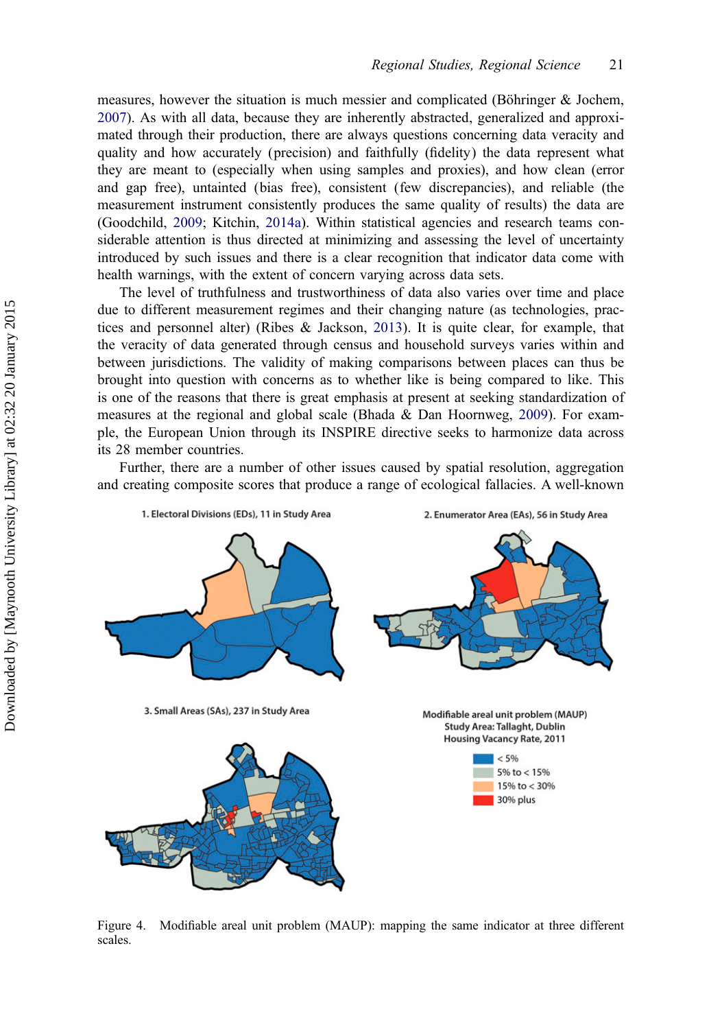measures, however the situation is much messier and complicated (Böhringer & Jochem, 2007). As with all data, because they are inherently abstracted, generalized and approximated through their production, there are always questions concerning data veracity and quality and how accurately (precision) and faithfully (fidelity) the data represent what they are meant to (especially when using samples and proxies), and how clean (error and gap free), untainted (bias free), consistent (few discrepancies), and reliable (the measurement instrument consistently produces the same quality of results) the data are (Goodchild, 2009; Kitchin, 2014a). Within statistical agencies and research teams considerable attention is thus directed at minimizing and assessing the level of uncertainty introduced by such issues and there is a clear recognition that indicator data come with health warnings, with the extent of concern varying across data sets.

The level of truthfulness and trustworthiness of data also varies over time and place due to different measurement regimes and their changing nature (as technologies, practices and personnel alter) (Ribes & Jackson, 2013). It is quite clear, for example, that the veracity of data generated through census and household surveys varies within and between jurisdictions. The validity of making comparisons between places can thus be brought into question with concerns as to whether like is being compared to like. This is one of the reasons that there is great emphasis at present at seeking standardization of measures at the regional and global scale (Bhada & Dan Hoornweg, 2009). For example, the European Union through its INSPIRE directive seeks to harmonize data across its 28 member countries.

Further, there are a number of other issues caused by spatial resolution, aggregation and creating composite scores that produce a range of ecological fallacies. A well-known

1. Electoral Divisions (EDs), 11 in Study Area

2. Enumerator Area (EAs), 56 in Study Area

3. Small Areas (SAs), 237 in Study Area

Modifiable areal unit problem (MAUP)
Study Area: Tallaght, Dublin
Housing Vacancy Rate, 2011

- < 5%
- 5% to < 15%
- 15% to < 30%
- 30% plus

Figure 4. Modifiable areal unit problem (MAUP): mapping the same indicator at three different scales.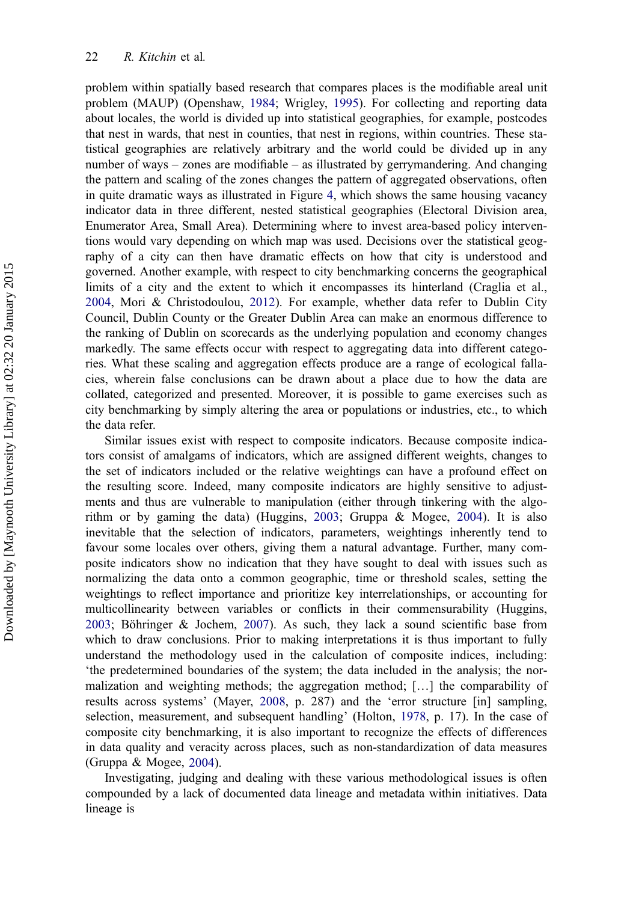problem within spatially based research that compares places is the modifiable areal unit problem (MAUP) (Openshaw, 1984; Wrigley, 1995). For collecting and reporting data about locales, the world is divided up into statistical geographies, for example, postcodes that nest in wards, that nest in counties, that nest in regions, within countries. These statistical geographies are relatively arbitrary and the world could be divided up in any number of ways – zones are modifiable – as illustrated by gerrymandering. And changing the pattern and scaling of the zones changes the pattern of aggregated observations, often in quite dramatic ways as illustrated in Figure 4, which shows the same housing vacancy indicator data in three different, nested statistical geographies (Electoral Division area, Enumerator Area, Small Area). Determining where to invest area-based policy interventions would vary depending on which map was used. Decisions over the statistical geography of a city can then have dramatic effects on how that city is understood and governed. Another example, with respect to city benchmarking concerns the geographical limits of a city and the extent to which it encompasses its hinterland (Craglia et al., 2004, Mori & Christodoulou, 2012). For example, whether data refer to Dublin City Council, Dublin County or the Greater Dublin Area can make an enormous difference to the ranking of Dublin on scorecards as the underlying population and economy changes markedly. The same effects occur with respect to aggregating data into different categories. What these scaling and aggregation effects produce are a range of ecological fallacies, wherein false conclusions can be drawn about a place due to how the data are collated, categorized and presented. Moreover, it is possible to game exercises such as city benchmarking by simply altering the area or populations or industries, etc., to which the data refer.

Similar issues exist with respect to composite indicators. Because composite indicators consist of amalgams of indicators, which are assigned different weights, changes to the set of indicators included or the relative weightings can have a profound effect on the resulting score. Indeed, many composite indicators are highly sensitive to adjustments and thus are vulnerable to manipulation (either through tinkering with the algorithm or by gaming the data) (Huggins, 2003; Gruppa & Mogee, 2004). It is also inevitable that the selection of indicators, parameters, weightings inherently tend to favour some locales over others, giving them a natural advantage. Further, many composite indicators show no indication that they have sought to deal with issues such as normalizing the data onto a common geographic, time or threshold scales, setting the weightings to reflect importance and prioritize key interrelationships, or accounting for multicollinearity between variables or conflicts in their commensurability (Huggins, 2003; Böhringer & Jochem, 2007). As such, they lack a sound scientific base from which to draw conclusions. Prior to making interpretations it is thus important to fully understand the methodology used in the calculation of composite indices, including: 'the predetermined boundaries of the system; the data included in the analysis; the normalization and weighting methods; the aggregation method; […] the comparability of results across systems' (Mayer, 2008, p. 287) and the 'error structure [in] sampling, selection, measurement, and subsequent handling' (Holton, 1978, p. 17). In the case of composite city benchmarking, it is also important to recognize the effects of differences in data quality and veracity across places, such as non-standardization of data measures (Gruppa & Mogee, 2004).

Investigating, judging and dealing with these various methodological issues is often compounded by a lack of documented data lineage and metadata within initiatives. Data lineage is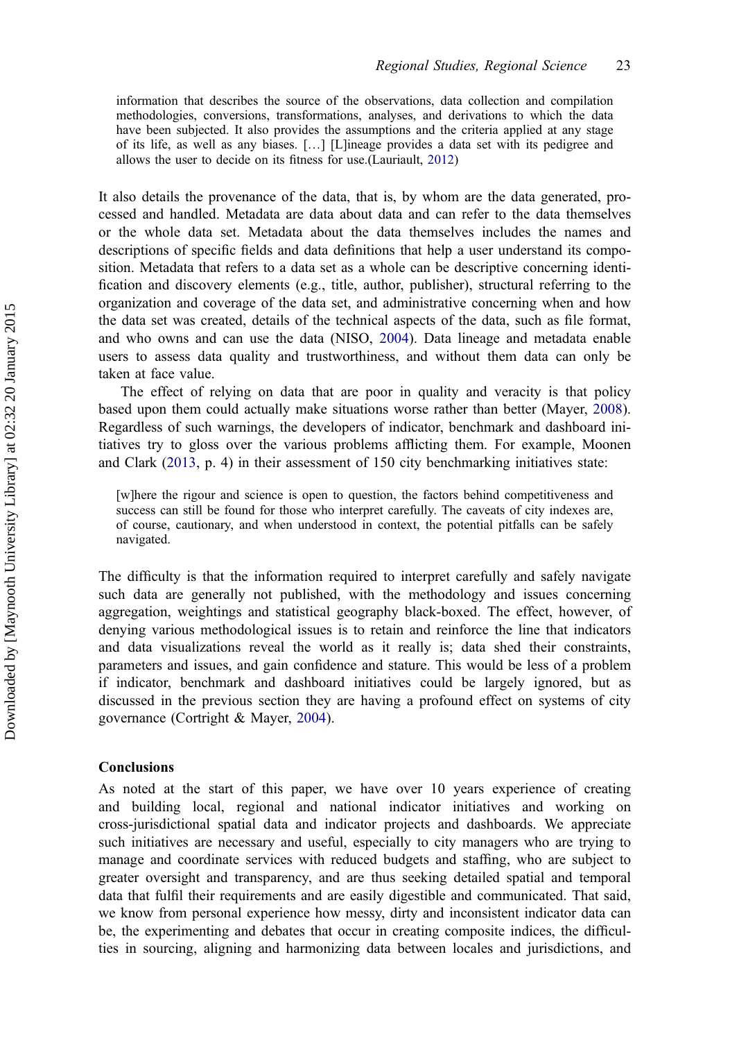> information that describes the source of the observations, data collection and compilation methodologies, conversions, transformations, analyses, and derivations to which the data have been subjected. It also provides the assumptions and the criteria applied at any stage of its life, as well as any biases. […] [L]ineage provides a data set with its pedigree and allows the user to decide on its fitness for use.(Lauriault, 2012)

It also details the provenance of the data, that is, by whom are the data generated, processed and handled. Metadata are data about data and can refer to the data themselves or the whole data set. Metadata about the data themselves includes the names and descriptions of specific fields and data definitions that help a user understand its composition. Metadata that refers to a data set as a whole can be descriptive concerning identification and discovery elements (e.g., title, author, publisher), structural referring to the organization and coverage of the data set, and administrative concerning when and how the data set was created, details of the technical aspects of the data, such as file format, and who owns and can use the data (NISO, 2004). Data lineage and metadata enable users to assess data quality and trustworthiness, and without them data can only be taken at face value.

The effect of relying on data that are poor in quality and veracity is that policy based upon them could actually make situations worse rather than better (Mayer, 2008). Regardless of such warnings, the developers of indicator, benchmark and dashboard initiatives try to gloss over the various problems afflicting them. For example, Moonen and Clark (2013, p. 4) in their assessment of 150 city benchmarking initiatives state:

> [w]here the rigour and science is open to question, the factors behind competitiveness and success can still be found for those who interpret carefully. The caveats of city indexes are, of course, cautionary, and when understood in context, the potential pitfalls can be safely navigated.

The difficulty is that the information required to interpret carefully and safely navigate such data are generally not published, with the methodology and issues concerning aggregation, weightings and statistical geography black-boxed. The effect, however, of denying various methodological issues is to retain and reinforce the line that indicators and data visualizations reveal the world as it really is; data shed their constraints, parameters and issues, and gain confidence and stature. This would be less of a problem if indicator, benchmark and dashboard initiatives could be largely ignored, but as discussed in the previous section they are having a profound effect on systems of city governance (Cortright & Mayer, 2004).

## Conclusions

As noted at the start of this paper, we have over 10 years experience of creating and building local, regional and national indicator initiatives and working on cross-jurisdictional spatial data and indicator projects and dashboards. We appreciate such initiatives are necessary and useful, especially to city managers who are trying to manage and coordinate services with reduced budgets and staffing, who are subject to greater oversight and transparency, and are thus seeking detailed spatial and temporal data that fulfil their requirements and are easily digestible and communicated. That said, we know from personal experience how messy, dirty and inconsistent indicator data can be, the experimenting and debates that occur in creating composite indices, the difficulties in sourcing, aligning and harmonizing data between locales and jurisdictions, and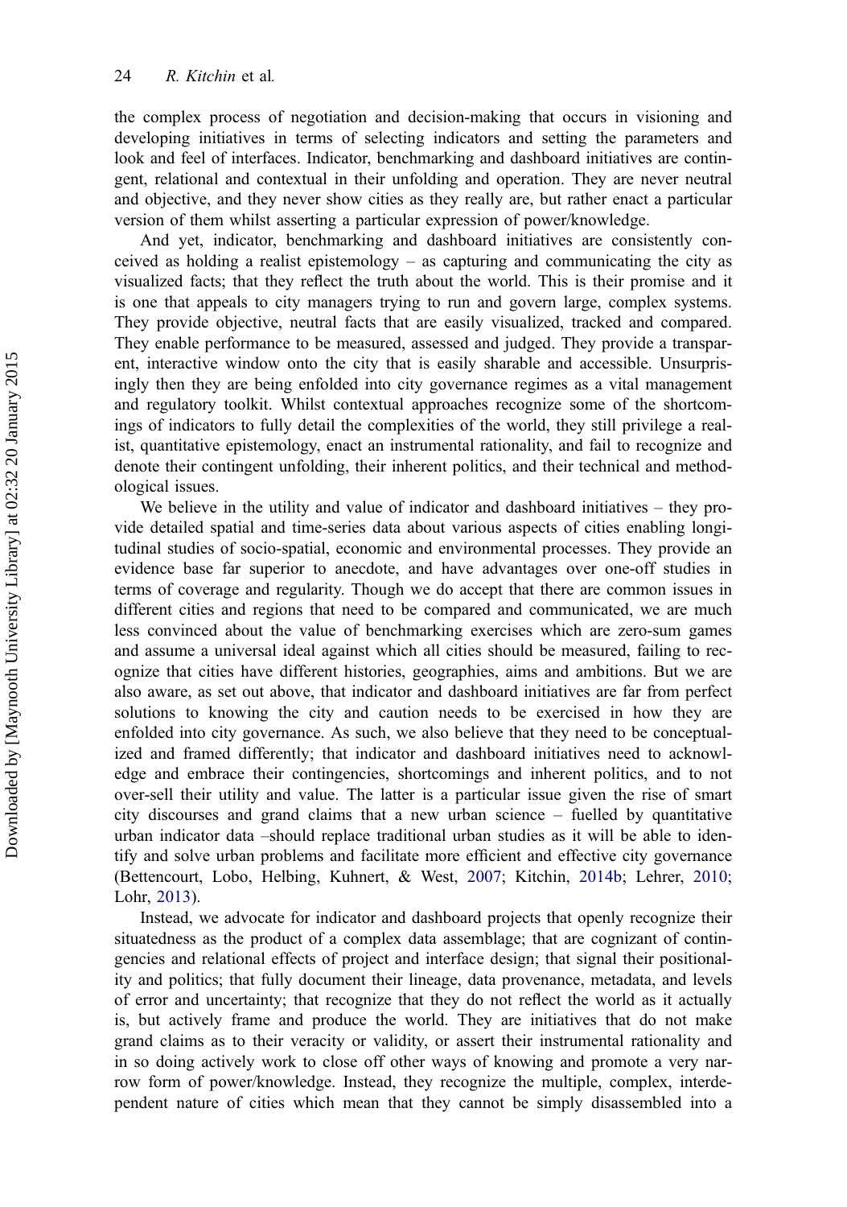the complex process of negotiation and decision-making that occurs in visioning and developing initiatives in terms of selecting indicators and setting the parameters and look and feel of interfaces. Indicator, benchmarking and dashboard initiatives are contingent, relational and contextual in their unfolding and operation. They are never neutral and objective, and they never show cities as they really are, but rather enact a particular version of them whilst asserting a particular expression of power/knowledge.

And yet, indicator, benchmarking and dashboard initiatives are consistently conceived as holding a realist epistemology – as capturing and communicating the city as visualized facts; that they reflect the truth about the world. This is their promise and it is one that appeals to city managers trying to run and govern large, complex systems. They provide objective, neutral facts that are easily visualized, tracked and compared. They enable performance to be measured, assessed and judged. They provide a transparent, interactive window onto the city that is easily sharable and accessible. Unsurprisingly then they are being enfolded into city governance regimes as a vital management and regulatory toolkit. Whilst contextual approaches recognize some of the shortcomings of indicators to fully detail the complexities of the world, they still privilege a realist, quantitative epistemology, enact an instrumental rationality, and fail to recognize and denote their contingent unfolding, their inherent politics, and their technical and methodological issues.

We believe in the utility and value of indicator and dashboard initiatives – they provide detailed spatial and time-series data about various aspects of cities enabling longitudinal studies of socio-spatial, economic and environmental processes. They provide an evidence base far superior to anecdote, and have advantages over one-off studies in terms of coverage and regularity. Though we do accept that there are common issues in different cities and regions that need to be compared and communicated, we are much less convinced about the value of benchmarking exercises which are zero-sum games and assume a universal ideal against which all cities should be measured, failing to recognize that cities have different histories, geographies, aims and ambitions. But we are also aware, as set out above, that indicator and dashboard initiatives are far from perfect solutions to knowing the city and caution needs to be exercised in how they are enfolded into city governance. As such, we also believe that they need to be conceptualized and framed differently; that indicator and dashboard initiatives need to acknowledge and embrace their contingencies, shortcomings and inherent politics, and to not over-sell their utility and value. The latter is a particular issue given the rise of smart city discourses and grand claims that a new urban science – fuelled by quantitative urban indicator data –should replace traditional urban studies as it will be able to identify and solve urban problems and facilitate more efficient and effective city governance (Bettencourt, Lobo, Helbing, Kuhnert, & West, 2007; Kitchin, 2014b; Lehrer, 2010; Lohr, 2013).

Instead, we advocate for indicator and dashboard projects that openly recognize their situatedness as the product of a complex data assemblage; that are cognizant of contingencies and relational effects of project and interface design; that signal their positionality and politics; that fully document their lineage, data provenance, metadata, and levels of error and uncertainty; that recognize that they do not reflect the world as it actually is, but actively frame and produce the world. They are initiatives that do not make grand claims as to their veracity or validity, or assert their instrumental rationality and in so doing actively work to close off other ways of knowing and promote a very narrow form of power/knowledge. Instead, they recognize the multiple, complex, interdependent nature of cities which mean that they cannot be simply disassembled into a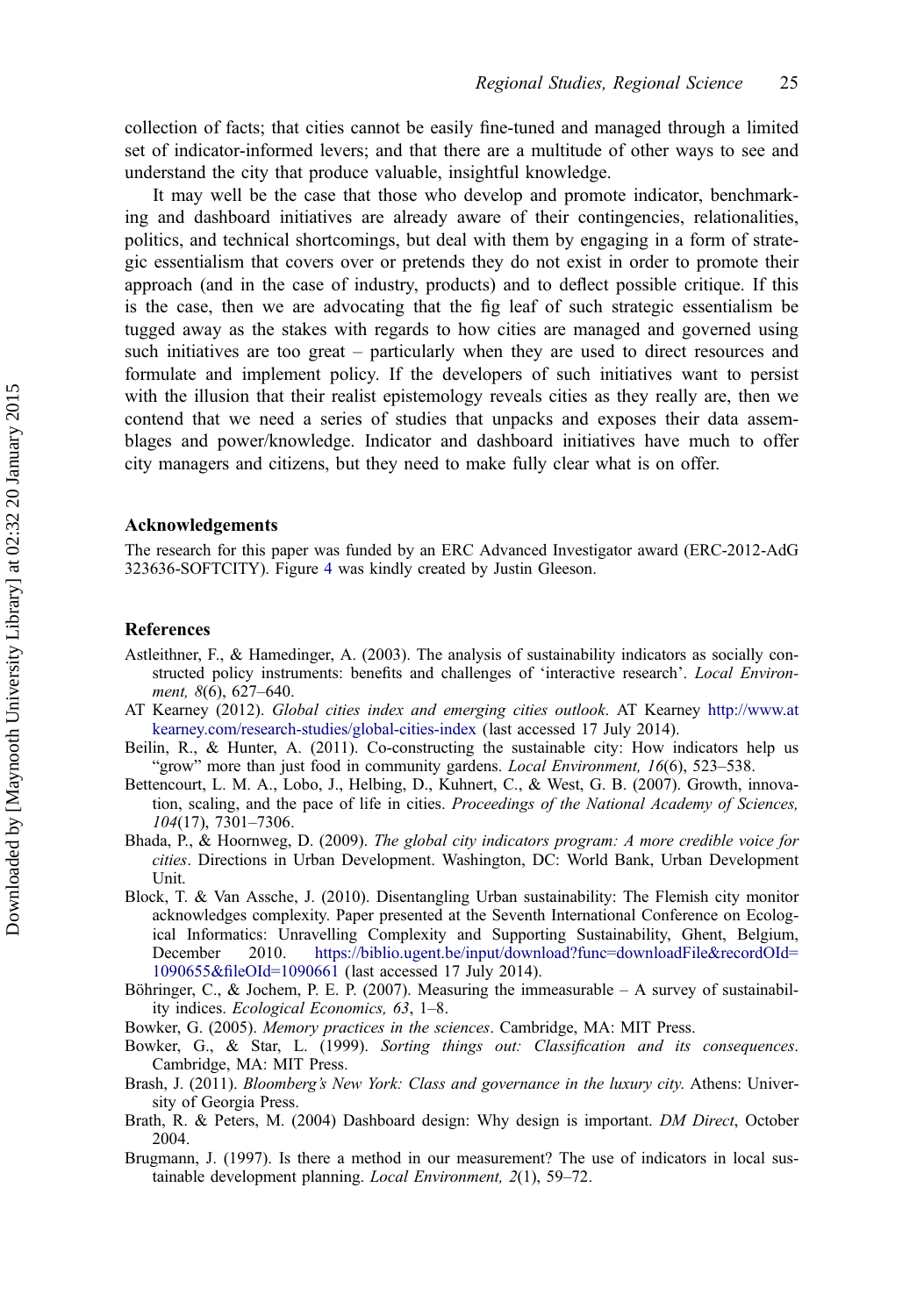collection of facts; that cities cannot be easily fine-tuned and managed through a limited set of indicator-informed levers; and that there are a multitude of other ways to see and understand the city that produce valuable, insightful knowledge.

It may well be the case that those who develop and promote indicator, benchmarking and dashboard initiatives are already aware of their contingencies, relationalities, politics, and technical shortcomings, but deal with them by engaging in a form of strategic essentialism that covers over or pretends they do not exist in order to promote their approach (and in the case of industry, products) and to deflect possible critique. If this is the case, then we are advocating that the fig leaf of such strategic essentialism be tugged away as the stakes with regards to how cities are managed and governed using such initiatives are too great – particularly when they are used to direct resources and formulate and implement policy. If the developers of such initiatives want to persist with the illusion that their realist epistemology reveals cities as they really are, then we contend that we need a series of studies that unpacks and exposes their data assemblages and power/knowledge. Indicator and dashboard initiatives have much to offer city managers and citizens, but they need to make fully clear what is on offer.

## Acknowledgements

The research for this paper was funded by an ERC Advanced Investigator award (ERC-2012-AdG 323636-SOFTCITY). Figure 4 was kindly created by Justin Gleeson.

## References

Astleithner, F., & Hamedinger, A. (2003). The analysis of sustainability indicators as socially constructed policy instruments: benefits and challenges of 'interactive research'. *Local Environment, 8*(6), 627–640.

AT Kearney (2012). *Global cities index and emerging cities outlook*. AT Kearney http://www.atkearney.com/research-studies/global-cities-index (last accessed 17 July 2014).

Beilin, R., & Hunter, A. (2011). Co-constructing the sustainable city: How indicators help us "grow" more than just food in community gardens. *Local Environment, 16*(6), 523–538.

Bettencourt, L. M. A., Lobo, J., Helbing, D., Kuhnert, C., & West, G. B. (2007). Growth, innovation, scaling, and the pace of life in cities. *Proceedings of the National Academy of Sciences, 104*(17), 7301–7306.

Bhada, P., & Hoornweg, D. (2009). *The global city indicators program: A more credible voice for cities*. Directions in Urban Development. Washington, DC: World Bank, Urban Development Unit.

Block, T. & Van Assche, J. (2010). Disentangling Urban sustainability: The Flemish city monitor acknowledges complexity. Paper presented at the Seventh International Conference on Ecological Informatics: Unravelling Complexity and Supporting Sustainability, Ghent, Belgium, December 2010. https://biblio.ugent.be/input/download?func=downloadFile&recordOId=1090655&fileOId=1090661 (last accessed 17 July 2014).

Böhringer, C., & Jochem, P. E. P. (2007). Measuring the immeasurable – A survey of sustainability indices. *Ecological Economics, 63*, 1–8.

Bowker, G. (2005). *Memory practices in the sciences*. Cambridge, MA: MIT Press.

Bowker, G., & Star, L. (1999). *Sorting things out: Classification and its consequences*. Cambridge, MA: MIT Press.

Brash, J. (2011). *Bloomberg's New York: Class and governance in the luxury city*. Athens: University of Georgia Press.

Brath, R. & Peters, M. (2004) Dashboard design: Why design is important. *DM Direct*, October 2004.

Brugmann, J. (1997). Is there a method in our measurement? The use of indicators in local sustainable development planning. *Local Environment, 2*(1), 59–72.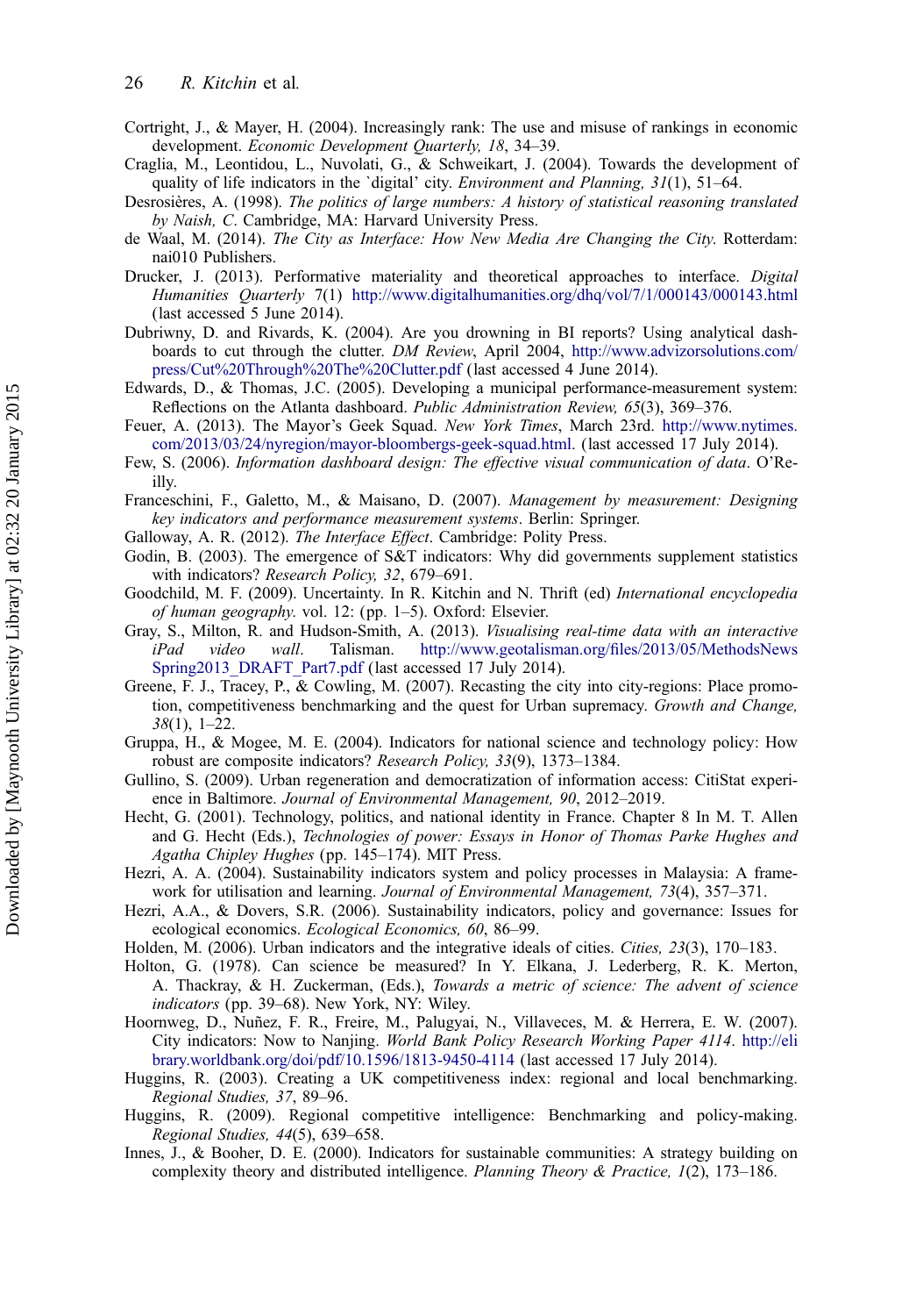Cortright, J., & Mayer, H. (2004). Increasingly rank: The use and misuse of rankings in economic development. *Economic Development Quarterly, 18*, 34–39.

Craglia, M., Leontidou, L., Nuvolati, G., & Schweikart, J. (2004). Towards the development of quality of life indicators in the `digital' city. *Environment and Planning, 31*(1), 51–64.

Desrosières, A. (1998). *The politics of large numbers: A history of statistical reasoning translated by Naish, C*. Cambridge, MA: Harvard University Press.

de Waal, M. (2014). *The City as Interface: How New Media Are Changing the City*. Rotterdam: nai010 Publishers.

Drucker, J. (2013). Performative materiality and theoretical approaches to interface. *Digital Humanities Quarterly* 7(1) http://www.digitalhumanities.org/dhq/vol/7/1/000143/000143.html (last accessed 5 June 2014).

Dubriwny, D. and Rivards, K. (2004). Are you drowning in BI reports? Using analytical dashboards to cut through the clutter. *DM Review*, April 2004, http://www.advizorsolutions.com/press/Cut%20Through%20The%20Clutter.pdf (last accessed 4 June 2014).

Edwards, D., & Thomas, J.C. (2005). Developing a municipal performance-measurement system: Reflections on the Atlanta dashboard. *Public Administration Review, 65*(3), 369–376.

Feuer, A. (2013). The Mayor's Geek Squad. *New York Times*, March 23rd. http://www.nytimes.com/2013/03/24/nyregion/mayor-bloombergs-geek-squad.html. (last accessed 17 July 2014).

Few, S. (2006). *Information dashboard design: The effective visual communication of data*. O'Reilly.

Franceschini, F., Galetto, M., & Maisano, D. (2007). *Management by measurement: Designing key indicators and performance measurement systems*. Berlin: Springer.

Galloway, A. R. (2012). *The Interface Effect*. Cambridge: Polity Press.

Godin, B. (2003). The emergence of S&T indicators: Why did governments supplement statistics with indicators? *Research Policy, 32*, 679–691.

Goodchild, M. F. (2009). Uncertainty. In R. Kitchin and N. Thrift (ed) *International encyclopedia of human geography*. vol. 12: (pp. 1–5). Oxford: Elsevier.

Gray, S., Milton, R. and Hudson-Smith, A. (2013). *Visualising real-time data with an interactive iPad video wall*. Talisman. http://www.geotalisman.org/files/2013/05/MethodsNewsSpring2013_DRAFT_Part7.pdf (last accessed 17 July 2014).

Greene, F. J., Tracey, P., & Cowling, M. (2007). Recasting the city into city-regions: Place promotion, competitiveness benchmarking and the quest for Urban supremacy. *Growth and Change, 38*(1), 1–22.

Gruppa, H., & Mogee, M. E. (2004). Indicators for national science and technology policy: How robust are composite indicators? *Research Policy, 33*(9), 1373–1384.

Gullino, S. (2009). Urban regeneration and democratization of information access: CitiStat experience in Baltimore. *Journal of Environmental Management, 90*, 2012–2019.

Hecht, G. (2001). Technology, politics, and national identity in France. Chapter 8 In M. T. Allen and G. Hecht (Eds.), *Technologies of power: Essays in Honor of Thomas Parke Hughes and Agatha Chipley Hughes* (pp. 145–174). MIT Press.

Hezri, A. A. (2004). Sustainability indicators system and policy processes in Malaysia: A framework for utilisation and learning. *Journal of Environmental Management, 73*(4), 357–371.

Hezri, A.A., & Dovers, S.R. (2006). Sustainability indicators, policy and governance: Issues for ecological economics. *Ecological Economics, 60*, 86–99.

Holden, M. (2006). Urban indicators and the integrative ideals of cities. *Cities, 23*(3), 170–183.

Holton, G. (1978). Can science be measured? In Y. Elkana, J. Lederberg, R. K. Merton, A. Thackray, & H. Zuckerman, (Eds.), *Towards a metric of science: The advent of science indicators* (pp. 39–68). New York, NY: Wiley.

Hoornweg, D., Nuñez, F. R., Freire, M., Palugyai, N., Villaveces, M. & Herrera, E. W. (2007). City indicators: Now to Nanjing. *World Bank Policy Research Working Paper 4114*. http://elibrary.worldbank.org/doi/pdf/10.1596/1813-9450-4114 (last accessed 17 July 2014).

Huggins, R. (2003). Creating a UK competitiveness index: regional and local benchmarking. *Regional Studies, 37*, 89–96.

Huggins, R. (2009). Regional competitive intelligence: Benchmarking and policy-making. *Regional Studies, 44*(5), 639–658.

Innes, J., & Booher, D. E. (2000). Indicators for sustainable communities: A strategy building on complexity theory and distributed intelligence. *Planning Theory & Practice, 1*(2), 173–186.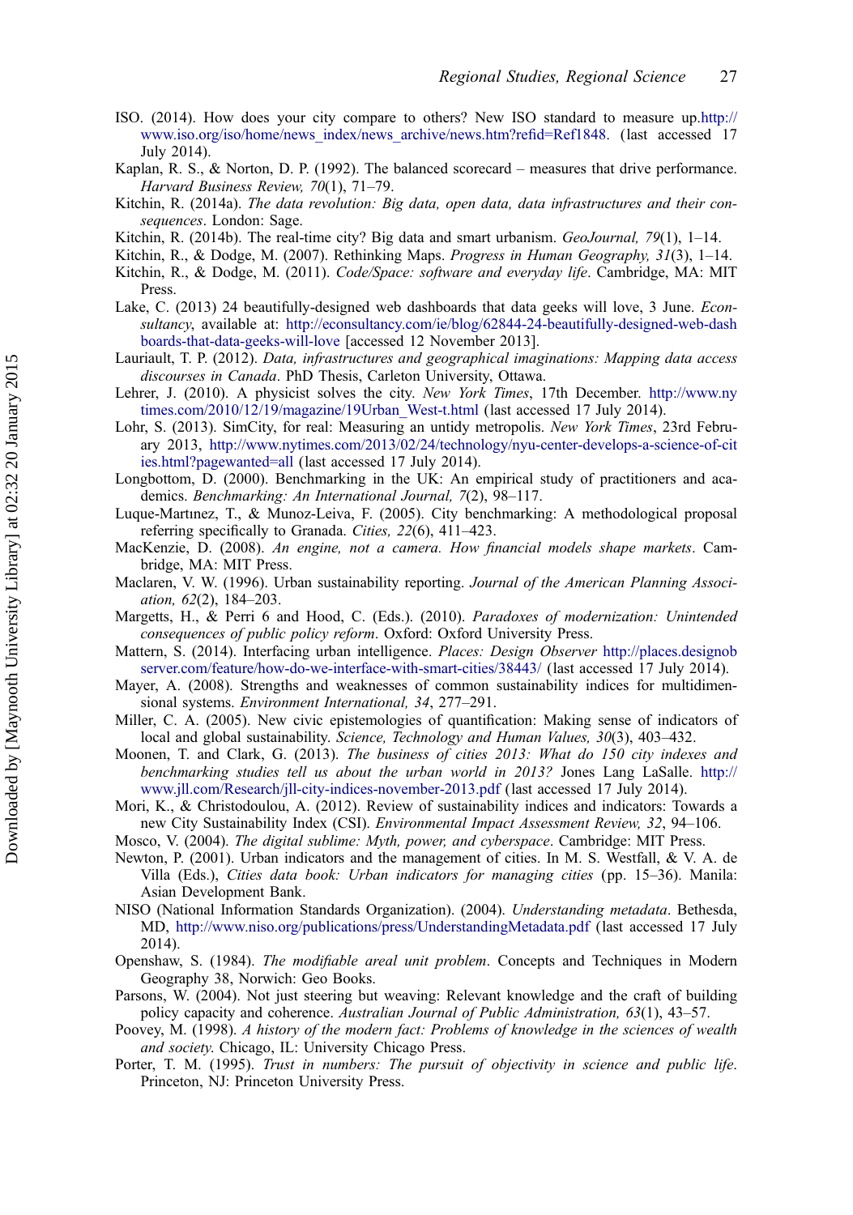ISO. (2014). How does your city compare to others? New ISO standard to measure up.http://www.iso.org/iso/home/news_index/news_archive/news.htm?refid=Ref1848. (last accessed 17 July 2014).

Kaplan, R. S., & Norton, D. P. (1992). The balanced scorecard – measures that drive performance. *Harvard Business Review, 70*(1), 71–79.

Kitchin, R. (2014a). *The data revolution: Big data, open data, data infrastructures and their consequences*. London: Sage.

Kitchin, R. (2014b). The real-time city? Big data and smart urbanism. *GeoJournal, 79*(1), 1–14.

Kitchin, R., & Dodge, M. (2007). Rethinking Maps. *Progress in Human Geography, 31*(3), 1–14.

Kitchin, R., & Dodge, M. (2011). *Code/Space: software and everyday life*. Cambridge, MA: MIT Press.

Lake, C. (2013) 24 beautifully-designed web dashboards that data geeks will love, 3 June. *Econsultancy*, available at: http://econsultancy.com/ie/blog/62844-24-beautifully-designed-web-dashboards-that-data-geeks-will-love [accessed 12 November 2013].

Lauriault, T. P. (2012). *Data, infrastructures and geographical imaginations: Mapping data access discourses in Canada*. PhD Thesis, Carleton University, Ottawa.

Lehrer, J. (2010). A physicist solves the city. *New York Times*, 17th December. http://www.nytimes.com/2010/12/19/magazine/19Urban_West-t.html (last accessed 17 July 2014).

Lohr, S. (2013). SimCity, for real: Measuring an untidy metropolis. *New York Times*, 23rd February 2013, http://www.nytimes.com/2013/02/24/technology/nyu-center-develops-a-science-of-cities.html?pagewanted=all (last accessed 17 July 2014).

Longbottom, D. (2000). Benchmarking in the UK: An empirical study of practitioners and academics. *Benchmarking: An International Journal, 7*(2), 98–117.

Luque-Martınez, T., & Munoz-Leiva, F. (2005). City benchmarking: A methodological proposal referring specifically to Granada. *Cities, 22*(6), 411–423.

MacKenzie, D. (2008). *An engine, not a camera. How financial models shape markets*. Cambridge, MA: MIT Press.

Maclaren, V. W. (1996). Urban sustainability reporting. *Journal of the American Planning Association, 62*(2), 184–203.

Margetts, H., & Perri 6 and Hood, C. (Eds.). (2010). *Paradoxes of modernization: Unintended consequences of public policy reform*. Oxford: Oxford University Press.

Mattern, S. (2014). Interfacing urban intelligence. *Places: Design Observer* http://places.designobserver.com/feature/how-do-we-interface-with-smart-cities/38443/ (last accessed 17 July 2014).

Mayer, A. (2008). Strengths and weaknesses of common sustainability indices for multidimensional systems. *Environment International, 34*, 277–291.

Miller, C. A. (2005). New civic epistemologies of quantification: Making sense of indicators of local and global sustainability. *Science, Technology and Human Values, 30*(3), 403–432.

Moonen, T. and Clark, G. (2013). *The business of cities 2013: What do 150 city indexes and benchmarking studies tell us about the urban world in 2013?* Jones Lang LaSalle. http://www.jll.com/Research/jll-city-indices-november-2013.pdf (last accessed 17 July 2014).

Mori, K., & Christodoulou, A. (2012). Review of sustainability indices and indicators: Towards a new City Sustainability Index (CSI). *Environmental Impact Assessment Review, 32*, 94–106.

Mosco, V. (2004). *The digital sublime: Myth, power, and cyberspace*. Cambridge: MIT Press.

Newton, P. (2001). Urban indicators and the management of cities. In M. S. Westfall, & V. A. de Villa (Eds.), *Cities data book: Urban indicators for managing cities* (pp. 15–36). Manila: Asian Development Bank.

NISO (National Information Standards Organization). (2004). *Understanding metadata*. Bethesda, MD, http://www.niso.org/publications/press/UnderstandingMetadata.pdf (last accessed 17 July 2014).

Openshaw, S. (1984). *The modifiable areal unit problem*. Concepts and Techniques in Modern Geography 38, Norwich: Geo Books.

Parsons, W. (2004). Not just steering but weaving: Relevant knowledge and the craft of building policy capacity and coherence. *Australian Journal of Public Administration, 63*(1), 43–57.

Poovey, M. (1998). *A history of the modern fact: Problems of knowledge in the sciences of wealth and society.* Chicago, IL: University Chicago Press.

Porter, T. M. (1995). *Trust in numbers: The pursuit of objectivity in science and public life*. Princeton, NJ: Princeton University Press.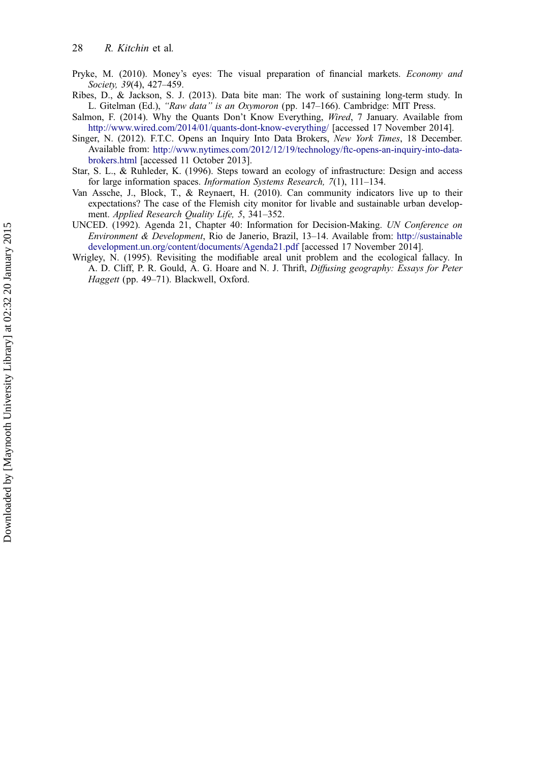Pryke, M. (2010). Money's eyes: The visual preparation of financial markets. *Economy and Society, 39*(4), 427–459.

Ribes, D., & Jackson, S. J. (2013). Data bite man: The work of sustaining long-term study. In L. Gitelman (Ed.), *"Raw data" is an Oxymoron* (pp. 147–166). Cambridge: MIT Press.

Salmon, F. (2014). Why the Quants Don't Know Everything, *Wired*, 7 January. Available from http://www.wired.com/2014/01/quants-dont-know-everything/ [accessed 17 November 2014].

Singer, N. (2012). F.T.C. Opens an Inquiry Into Data Brokers, *New York Times*, 18 December. Available from: http://www.nytimes.com/2012/12/19/technology/ftc-opens-an-inquiry-into-data-brokers.html [accessed 11 October 2013].

Star, S. L., & Ruhleder, K. (1996). Steps toward an ecology of infrastructure: Design and access for large information spaces. *Information Systems Research, 7*(1), 111–134.

Van Assche, J., Block, T., & Reynaert, H. (2010). Can community indicators live up to their expectations? The case of the Flemish city monitor for livable and sustainable urban development. *Applied Research Quality Life, 5*, 341–352.

UNCED. (1992). Agenda 21, Chapter 40: Information for Decision-Making. *UN Conference on Environment & Development*, Rio de Janerio, Brazil, 13–14. Available from: http://sustainabledevelopment.un.org/content/documents/Agenda21.pdf [accessed 17 November 2014].

Wrigley, N. (1995). Revisiting the modifiable areal unit problem and the ecological fallacy. In A. D. Cliff, P. R. Gould, A. G. Hoare and N. J. Thrift, *Diffusing geography: Essays for Peter Haggett* (pp. 49–71). Blackwell, Oxford.